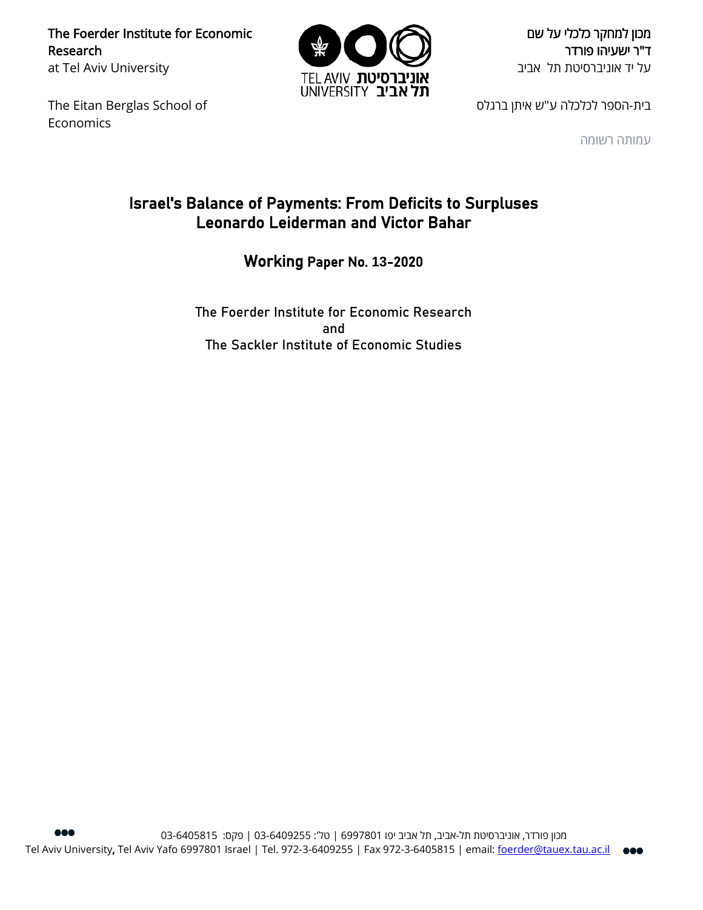The Foerder Institute for Economic Research
at Tel Aviv University

The Eitan Berglas School of Economics

מכון למחקר כלכלי על שם
ד"ר ישעיהו פורדר
על יד אוניברסיטת תל אביב

בית-הספר לכלכלה ע"ש איתן ברגלס

עמותה רשומה

# Israel's Balance of Payments: From Deficits to Surpluses
## Leonardo Leiderman and Victor Bahar

**Working Paper No. 13-2020**

The Foerder Institute for Economic Research
and
The Sackler Institute of Economic Studies

מכון פורדר, אוניברסיטת תל-אביב, תל אביב יפו 6997801 | טל': 03-6409255 | פקס: 03-6405815
Tel Aviv University, Tel Aviv Yafo 6997801 Israel | Tel. 972-3-6409255 | Fax 972-3-6405815 | email: foerder@tauex.tau.ac.il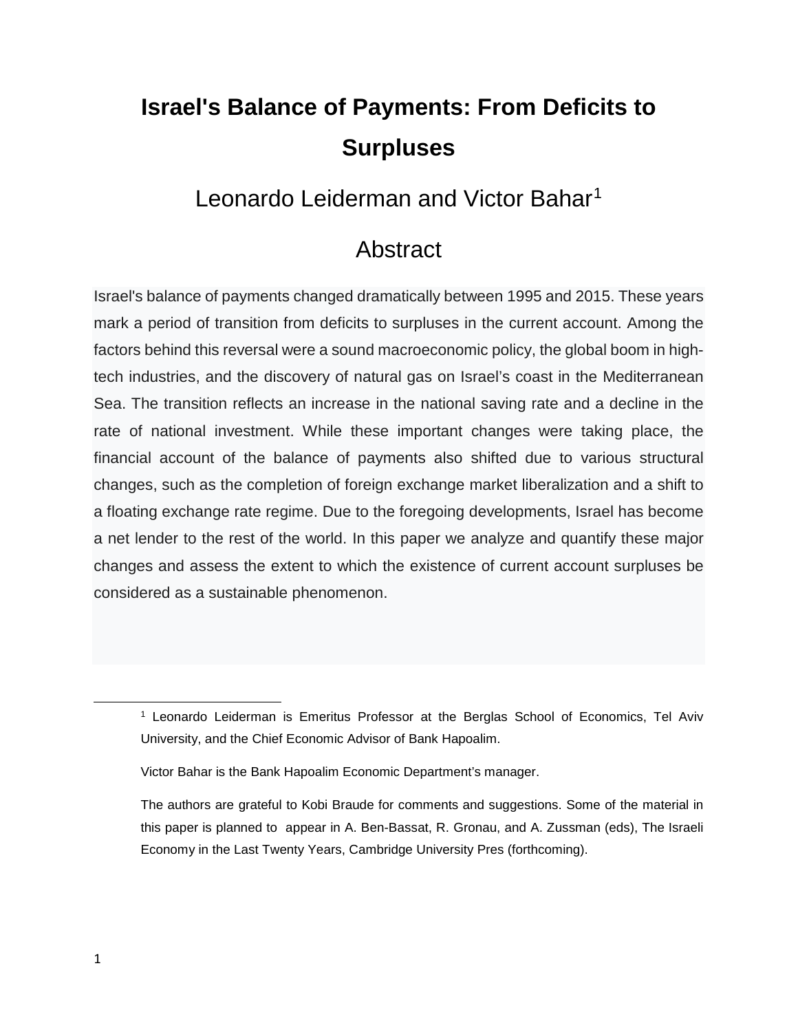# Israel's Balance of Payments: From Deficits to Surpluses

Leonardo Leiderman and Victor Bahar[1]

## Abstract

Israel's balance of payments changed dramatically between 1995 and 2015. These years mark a period of transition from deficits to surpluses in the current account. Among the factors behind this reversal were a sound macroeconomic policy, the global boom in high-tech industries, and the discovery of natural gas on Israel's coast in the Mediterranean Sea. The transition reflects an increase in the national saving rate and a decline in the rate of national investment. While these important changes were taking place, the financial account of the balance of payments also shifted due to various structural changes, such as the completion of foreign exchange market liberalization and a shift to a floating exchange rate regime. Due to the foregoing developments, Israel has become a net lender to the rest of the world. In this paper we analyze and quantify these major changes and assess the extent to which the existence of current account surpluses be considered as a sustainable phenomenon.

---

[1] Leonardo Leiderman is Emeritus Professor at the Berglas School of Economics, Tel Aviv University, and the Chief Economic Advisor of Bank Hapoalim.

Victor Bahar is the Bank Hapoalim Economic Department's manager.

The authors are grateful to Kobi Braude for comments and suggestions. Some of the material in this paper is planned to appear in A. Ben-Bassat, R. Gronau, and A. Zussman (eds), The Israeli Economy in the Last Twenty Years, Cambridge University Pres (forthcoming).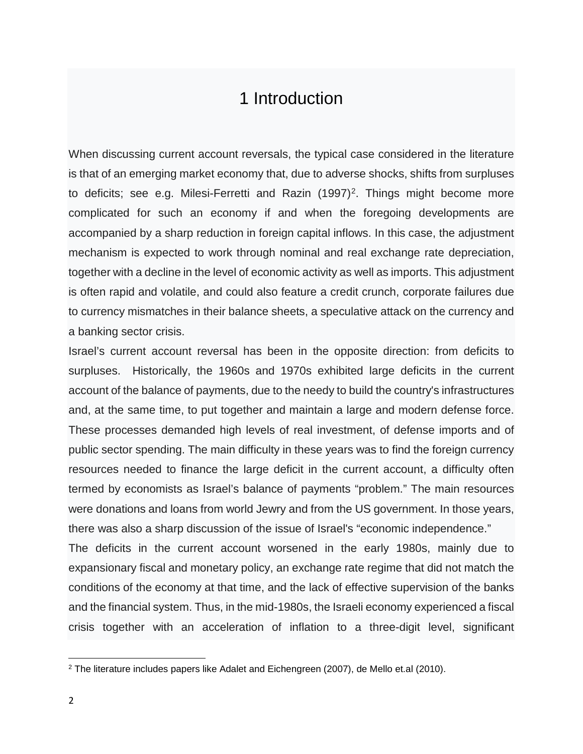# 1 Introduction

When discussing current account reversals, the typical case considered in the literature is that of an emerging market economy that, due to adverse shocks, shifts from surpluses to deficits; see e.g. Milesi-Ferretti and Razin (1997)[2]. Things might become more complicated for such an economy if and when the foregoing developments are accompanied by a sharp reduction in foreign capital inflows. In this case, the adjustment mechanism is expected to work through nominal and real exchange rate depreciation, together with a decline in the level of economic activity as well as imports. This adjustment is often rapid and volatile, and could also feature a credit crunch, corporate failures due to currency mismatches in their balance sheets, a speculative attack on the currency and a banking sector crisis.

Israel's current account reversal has been in the opposite direction: from deficits to surpluses. Historically, the 1960s and 1970s exhibited large deficits in the current account of the balance of payments, due to the needy to build the country's infrastructures and, at the same time, to put together and maintain a large and modern defense force. These processes demanded high levels of real investment, of defense imports and of public sector spending. The main difficulty in these years was to find the foreign currency resources needed to finance the large deficit in the current account, a difficulty often termed by economists as Israel's balance of payments "problem." The main resources were donations and loans from world Jewry and from the US government. In those years, there was also a sharp discussion of the issue of Israel's "economic independence."

The deficits in the current account worsened in the early 1980s, mainly due to expansionary fiscal and monetary policy, an exchange rate regime that did not match the conditions of the economy at that time, and the lack of effective supervision of the banks and the financial system. Thus, in the mid-1980s, the Israeli economy experienced a fiscal crisis together with an acceleration of inflation to a three-digit level, significant

[2] The literature includes papers like Adalet and Eichengreen (2007), de Mello et.al (2010).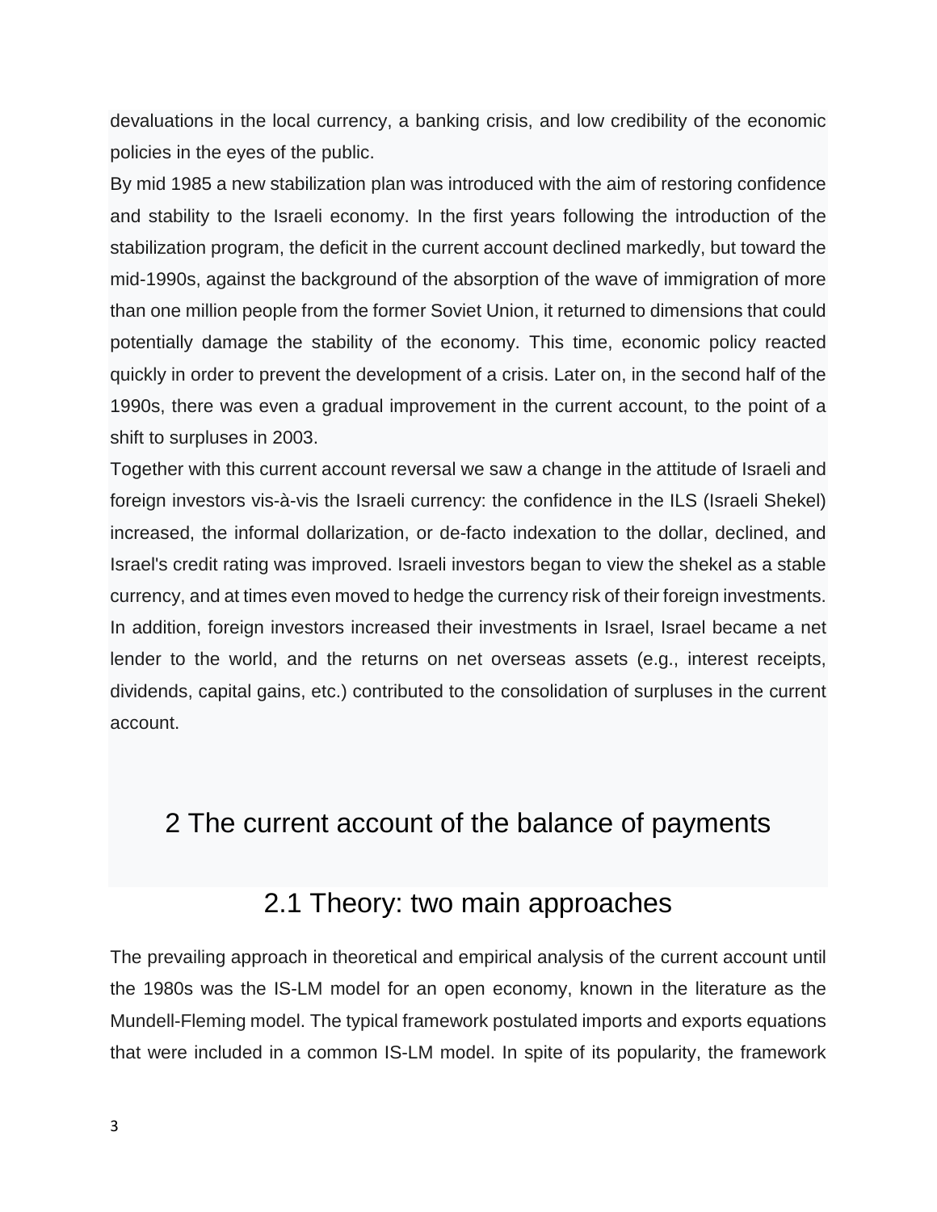devaluations in the local currency, a banking crisis, and low credibility of the economic policies in the eyes of the public.

By mid 1985 a new stabilization plan was introduced with the aim of restoring confidence and stability to the Israeli economy. In the first years following the introduction of the stabilization program, the deficit in the current account declined markedly, but toward the mid-1990s, against the background of the absorption of the wave of immigration of more than one million people from the former Soviet Union, it returned to dimensions that could potentially damage the stability of the economy. This time, economic policy reacted quickly in order to prevent the development of a crisis. Later on, in the second half of the 1990s, there was even a gradual improvement in the current account, to the point of a shift to surpluses in 2003.

Together with this current account reversal we saw a change in the attitude of Israeli and foreign investors vis-à-vis the Israeli currency: the confidence in the ILS (Israeli Shekel) increased, the informal dollarization, or de-facto indexation to the dollar, declined, and Israel's credit rating was improved. Israeli investors began to view the shekel as a stable currency, and at times even moved to hedge the currency risk of their foreign investments. In addition, foreign investors increased their investments in Israel, Israel became a net lender to the world, and the returns on net overseas assets (e.g., interest receipts, dividends, capital gains, etc.) contributed to the consolidation of surpluses in the current account.

# 2 The current account of the balance of payments

## 2.1 Theory: two main approaches

The prevailing approach in theoretical and empirical analysis of the current account until the 1980s was the IS-LM model for an open economy, known in the literature as the Mundell-Fleming model. The typical framework postulated imports and exports equations that were included in a common IS-LM model. In spite of its popularity, the framework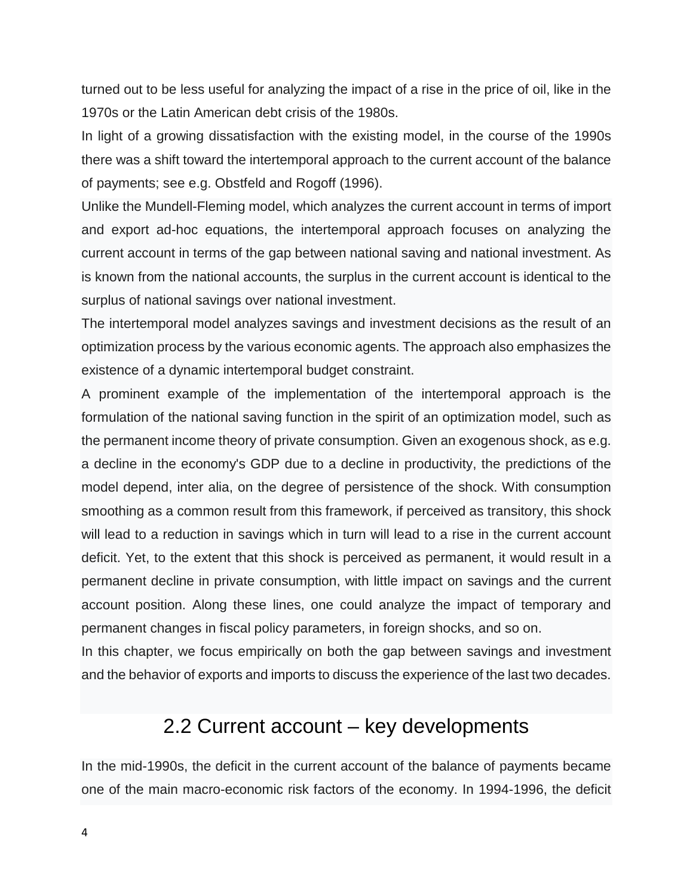turned out to be less useful for analyzing the impact of a rise in the price of oil, like in the 1970s or the Latin American debt crisis of the 1980s.

In light of a growing dissatisfaction with the existing model, in the course of the 1990s there was a shift toward the intertemporal approach to the current account of the balance of payments; see e.g. Obstfeld and Rogoff (1996).

Unlike the Mundell-Fleming model, which analyzes the current account in terms of import and export ad-hoc equations, the intertemporal approach focuses on analyzing the current account in terms of the gap between national saving and national investment. As is known from the national accounts, the surplus in the current account is identical to the surplus of national savings over national investment.

The intertemporal model analyzes savings and investment decisions as the result of an optimization process by the various economic agents. The approach also emphasizes the existence of a dynamic intertemporal budget constraint.

A prominent example of the implementation of the intertemporal approach is the formulation of the national saving function in the spirit of an optimization model, such as the permanent income theory of private consumption. Given an exogenous shock, as e.g. a decline in the economy's GDP due to a decline in productivity, the predictions of the model depend, inter alia, on the degree of persistence of the shock. With consumption smoothing as a common result from this framework, if perceived as transitory, this shock will lead to a reduction in savings which in turn will lead to a rise in the current account deficit. Yet, to the extent that this shock is perceived as permanent, it would result in a permanent decline in private consumption, with little impact on savings and the current account position. Along these lines, one could analyze the impact of temporary and permanent changes in fiscal policy parameters, in foreign shocks, and so on.

In this chapter, we focus empirically on both the gap between savings and investment and the behavior of exports and imports to discuss the experience of the last two decades.

## 2.2 Current account – key developments

In the mid-1990s, the deficit in the current account of the balance of payments became one of the main macro-economic risk factors of the economy. In 1994-1996, the deficit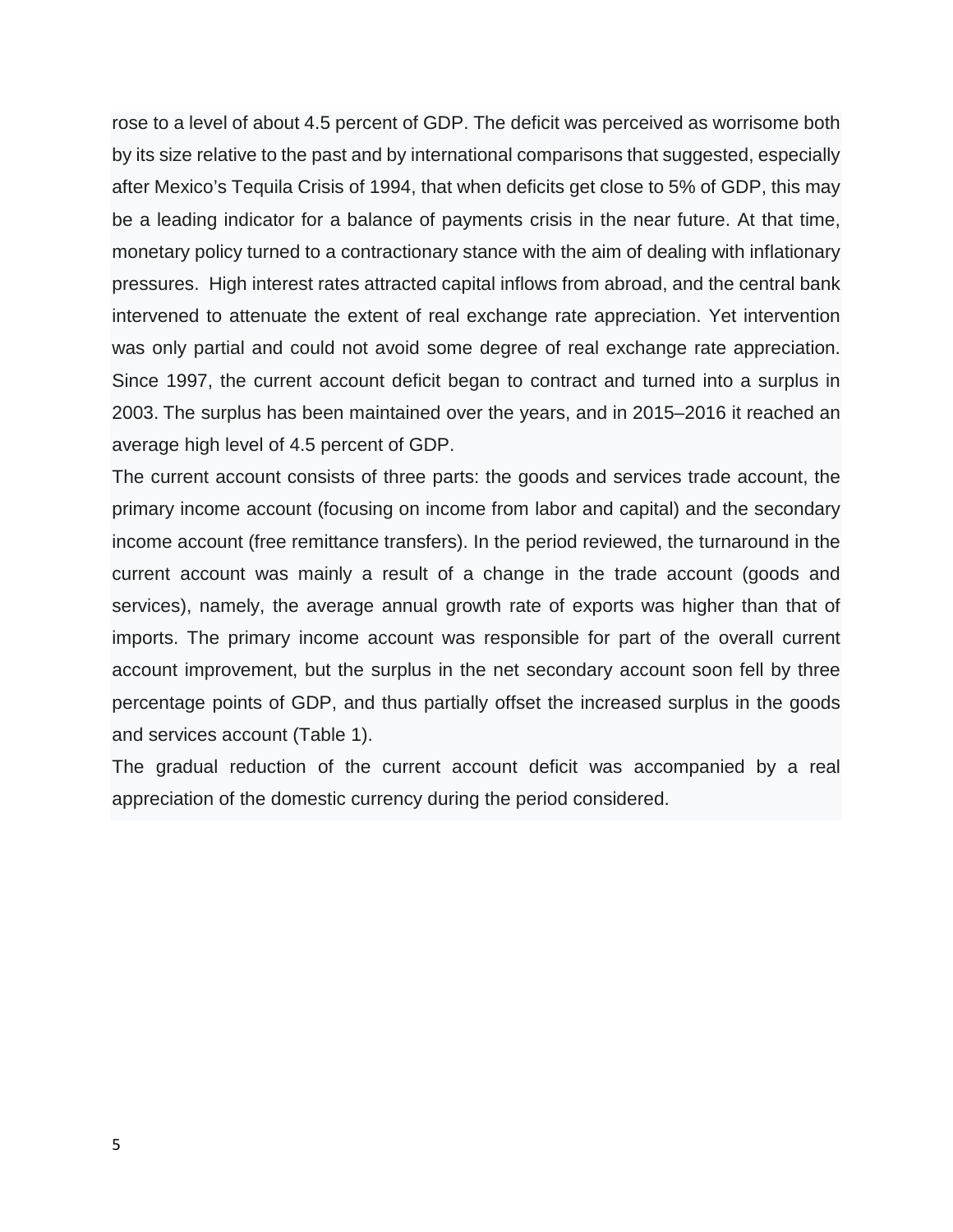rose to a level of about 4.5 percent of GDP. The deficit was perceived as worrisome both by its size relative to the past and by international comparisons that suggested, especially after Mexico's Tequila Crisis of 1994, that when deficits get close to 5% of GDP, this may be a leading indicator for a balance of payments crisis in the near future. At that time, monetary policy turned to a contractionary stance with the aim of dealing with inflationary pressures. High interest rates attracted capital inflows from abroad, and the central bank intervened to attenuate the extent of real exchange rate appreciation. Yet intervention was only partial and could not avoid some degree of real exchange rate appreciation. Since 1997, the current account deficit began to contract and turned into a surplus in 2003. The surplus has been maintained over the years, and in 2015–2016 it reached an average high level of 4.5 percent of GDP.

The current account consists of three parts: the goods and services trade account, the primary income account (focusing on income from labor and capital) and the secondary income account (free remittance transfers). In the period reviewed, the turnaround in the current account was mainly a result of a change in the trade account (goods and services), namely, the average annual growth rate of exports was higher than that of imports. The primary income account was responsible for part of the overall current account improvement, but the surplus in the net secondary account soon fell by three percentage points of GDP, and thus partially offset the increased surplus in the goods and services account (Table 1).

The gradual reduction of the current account deficit was accompanied by a real appreciation of the domestic currency during the period considered.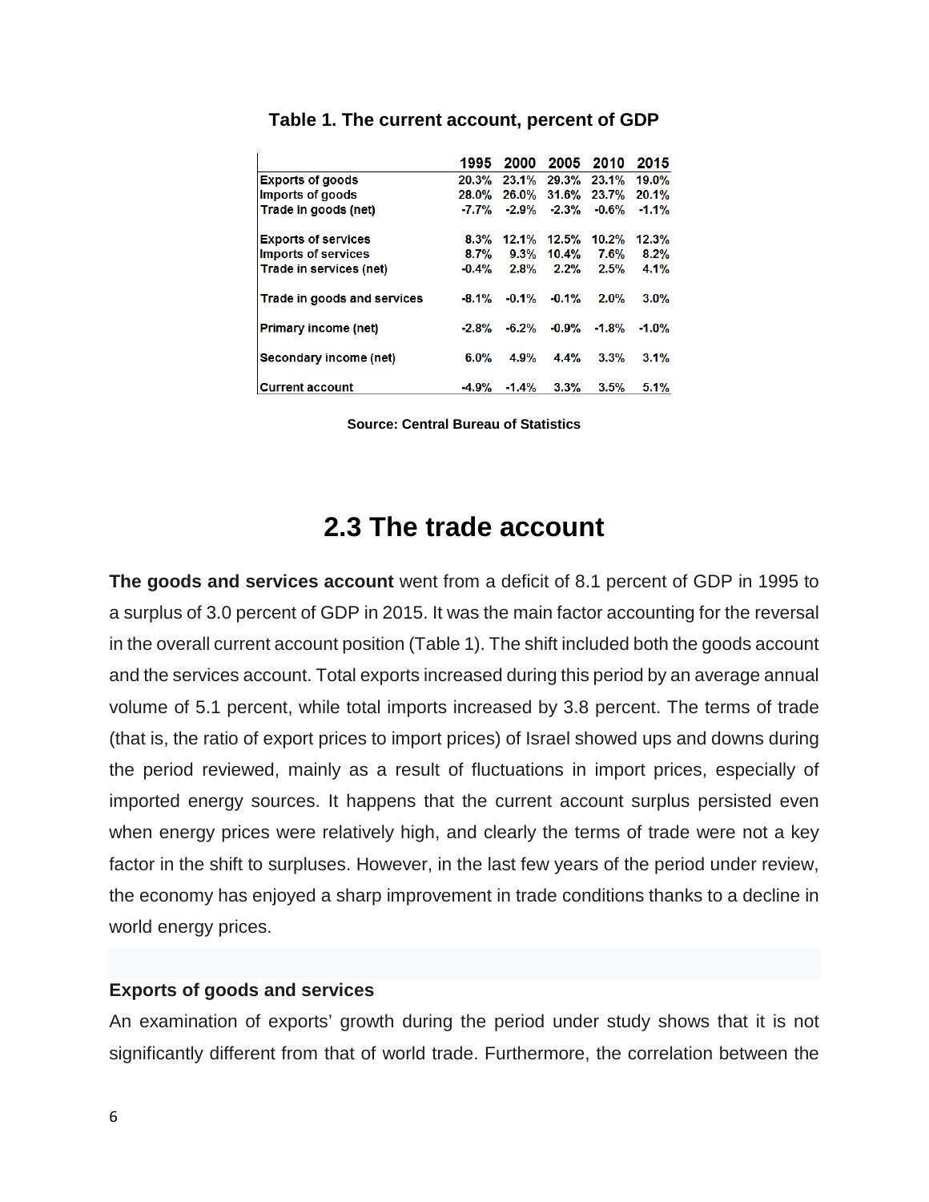**Table 1. The current account, percent of GDP**

| | 1995 | 2000 | 2005 | 2010 | 2015 |
|---|---|---|---|---|---|
| Exports of goods | 20.3% | 23.1% | 29.3% | 23.1% | 19.0% |
| Imports of goods | 28.0% | 26.0% | 31.6% | 23.7% | 20.1% |
| Trade in goods (net) | -7.7% | -2.9% | -2.3% | -0.6% | -1.1% |
| | | | | | |
| Exports of services | 8.3% | 12.1% | 12.5% | 10.2% | 12.3% |
| Imports of services | 8.7% | 9.3% | 10.4% | 7.6% | 8.2% |
| Trade in services (net) | -0.4% | 2.8% | 2.2% | 2.5% | 4.1% |
| | | | | | |
| Trade in goods and services | -8.1% | -0.1% | -0.1% | 2.0% | 3.0% |
| | | | | | |
| Primary income (net) | -2.8% | -6.2% | -0.9% | -1.8% | -1.0% |
| | | | | | |
| Secondary income (net) | 6.0% | 4.9% | 4.4% | 3.3% | 3.1% |
| | | | | | |
| Current account | -4.9% | -1.4% | 3.3% | 3.5% | 5.1% |

**Source: Central Bureau of Statistics**

## 2.3 The trade account

**The goods and services account** went from a deficit of 8.1 percent of GDP in 1995 to a surplus of 3.0 percent of GDP in 2015. It was the main factor accounting for the reversal in the overall current account position (Table 1). The shift included both the goods account and the services account. Total exports increased during this period by an average annual volume of 5.1 percent, while total imports increased by 3.8 percent. The terms of trade (that is, the ratio of export prices to import prices) of Israel showed ups and downs during the period reviewed, mainly as a result of fluctuations in import prices, especially of imported energy sources. It happens that the current account surplus persisted even when energy prices were relatively high, and clearly the terms of trade were not a key factor in the shift to surpluses. However, in the last few years of the period under review, the economy has enjoyed a sharp improvement in trade conditions thanks to a decline in world energy prices.

### Exports of goods and services

An examination of exports' growth during the period under study shows that it is not significantly different from that of world trade. Furthermore, the correlation between the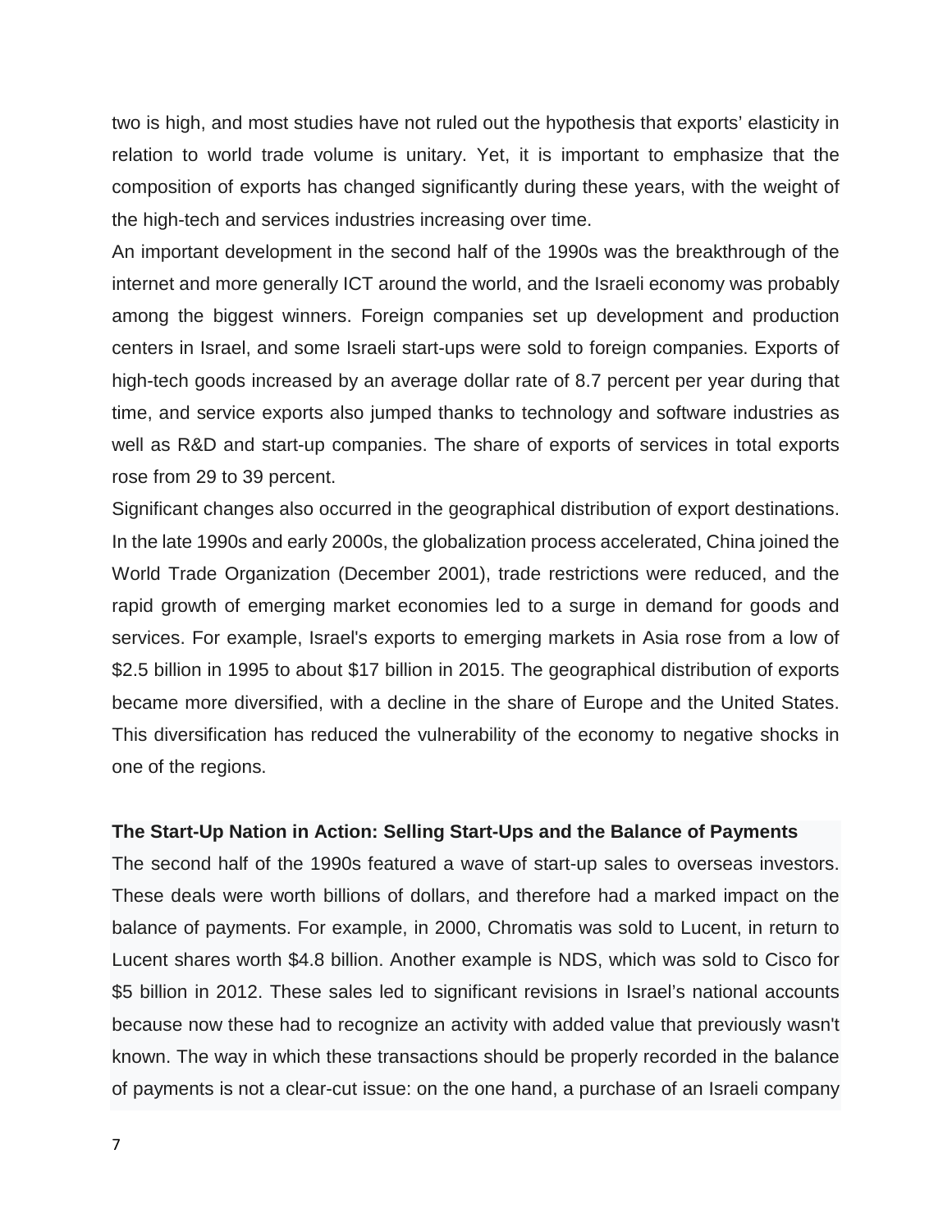two is high, and most studies have not ruled out the hypothesis that exports' elasticity in relation to world trade volume is unitary. Yet, it is important to emphasize that the composition of exports has changed significantly during these years, with the weight of the high-tech and services industries increasing over time.

An important development in the second half of the 1990s was the breakthrough of the internet and more generally ICT around the world, and the Israeli economy was probably among the biggest winners. Foreign companies set up development and production centers in Israel, and some Israeli start-ups were sold to foreign companies. Exports of high-tech goods increased by an average dollar rate of 8.7 percent per year during that time, and service exports also jumped thanks to technology and software industries as well as R&D and start-up companies. The share of exports of services in total exports rose from 29 to 39 percent.

Significant changes also occurred in the geographical distribution of export destinations. In the late 1990s and early 2000s, the globalization process accelerated, China joined the World Trade Organization (December 2001), trade restrictions were reduced, and the rapid growth of emerging market economies led to a surge in demand for goods and services. For example, Israel's exports to emerging markets in Asia rose from a low of $2.5 billion in 1995 to about $17 billion in 2015. The geographical distribution of exports became more diversified, with a decline in the share of Europe and the United States. This diversification has reduced the vulnerability of the economy to negative shocks in one of the regions.

**The Start-Up Nation in Action: Selling Start-Ups and the Balance of Payments**

The second half of the 1990s featured a wave of start-up sales to overseas investors. These deals were worth billions of dollars, and therefore had a marked impact on the balance of payments. For example, in 2000, Chromatis was sold to Lucent, in return to Lucent shares worth $4.8 billion. Another example is NDS, which was sold to Cisco for $5 billion in 2012. These sales led to significant revisions in Israel's national accounts because now these had to recognize an activity with added value that previously wasn't known. The way in which these transactions should be properly recorded in the balance of payments is not a clear-cut issue: on the one hand, a purchase of an Israeli company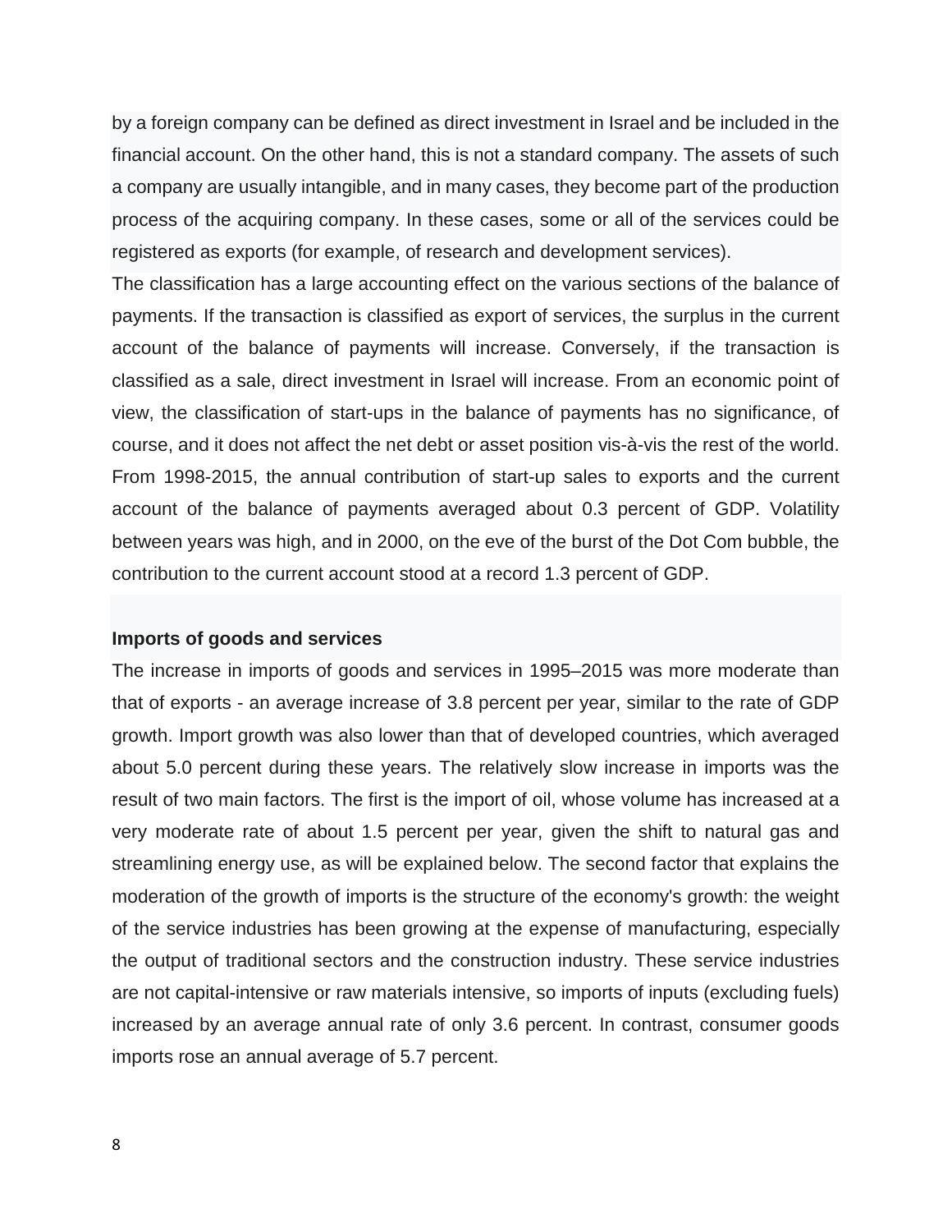by a foreign company can be defined as direct investment in Israel and be included in the financial account. On the other hand, this is not a standard company. The assets of such a company are usually intangible, and in many cases, they become part of the production process of the acquiring company. In these cases, some or all of the services could be registered as exports (for example, of research and development services).

The classification has a large accounting effect on the various sections of the balance of payments. If the transaction is classified as export of services, the surplus in the current account of the balance of payments will increase. Conversely, if the transaction is classified as a sale, direct investment in Israel will increase. From an economic point of view, the classification of start-ups in the balance of payments has no significance, of course, and it does not affect the net debt or asset position vis-à-vis the rest of the world. From 1998-2015, the annual contribution of start-up sales to exports and the current account of the balance of payments averaged about 0.3 percent of GDP. Volatility between years was high, and in 2000, on the eve of the burst of the Dot Com bubble, the contribution to the current account stood at a record 1.3 percent of GDP.

**Imports of goods and services**

The increase in imports of goods and services in 1995–2015 was more moderate than that of exports - an average increase of 3.8 percent per year, similar to the rate of GDP growth. Import growth was also lower than that of developed countries, which averaged about 5.0 percent during these years. The relatively slow increase in imports was the result of two main factors. The first is the import of oil, whose volume has increased at a very moderate rate of about 1.5 percent per year, given the shift to natural gas and streamlining energy use, as will be explained below. The second factor that explains the moderation of the growth of imports is the structure of the economy's growth: the weight of the service industries has been growing at the expense of manufacturing, especially the output of traditional sectors and the construction industry. These service industries are not capital-intensive or raw materials intensive, so imports of inputs (excluding fuels) increased by an average annual rate of only 3.6 percent. In contrast, consumer goods imports rose an annual average of 5.7 percent.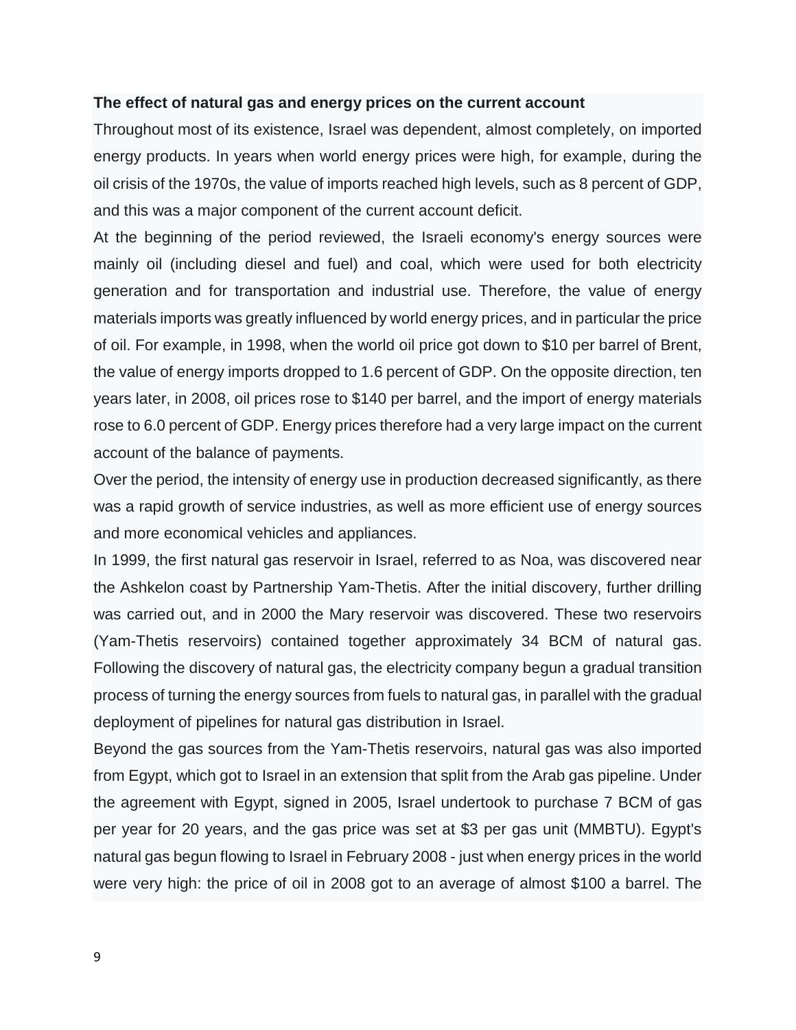**The effect of natural gas and energy prices on the current account**

Throughout most of its existence, Israel was dependent, almost completely, on imported energy products. In years when world energy prices were high, for example, during the oil crisis of the 1970s, the value of imports reached high levels, such as 8 percent of GDP, and this was a major component of the current account deficit.

At the beginning of the period reviewed, the Israeli economy's energy sources were mainly oil (including diesel and fuel) and coal, which were used for both electricity generation and for transportation and industrial use. Therefore, the value of energy materials imports was greatly influenced by world energy prices, and in particular the price of oil. For example, in 1998, when the world oil price got down to $10 per barrel of Brent, the value of energy imports dropped to 1.6 percent of GDP. On the opposite direction, ten years later, in 2008, oil prices rose to $140 per barrel, and the import of energy materials rose to 6.0 percent of GDP. Energy prices therefore had a very large impact on the current account of the balance of payments.

Over the period, the intensity of energy use in production decreased significantly, as there was a rapid growth of service industries, as well as more efficient use of energy sources and more economical vehicles and appliances.

In 1999, the first natural gas reservoir in Israel, referred to as Noa, was discovered near the Ashkelon coast by Partnership Yam-Thetis. After the initial discovery, further drilling was carried out, and in 2000 the Mary reservoir was discovered. These two reservoirs (Yam-Thetis reservoirs) contained together approximately 34 BCM of natural gas. Following the discovery of natural gas, the electricity company begun a gradual transition process of turning the energy sources from fuels to natural gas, in parallel with the gradual deployment of pipelines for natural gas distribution in Israel.

Beyond the gas sources from the Yam-Thetis reservoirs, natural gas was also imported from Egypt, which got to Israel in an extension that split from the Arab gas pipeline. Under the agreement with Egypt, signed in 2005, Israel undertook to purchase 7 BCM of gas per year for 20 years, and the gas price was set at $3 per gas unit (MMBTU). Egypt's natural gas begun flowing to Israel in February 2008 - just when energy prices in the world were very high: the price of oil in 2008 got to an average of almost $100 a barrel. The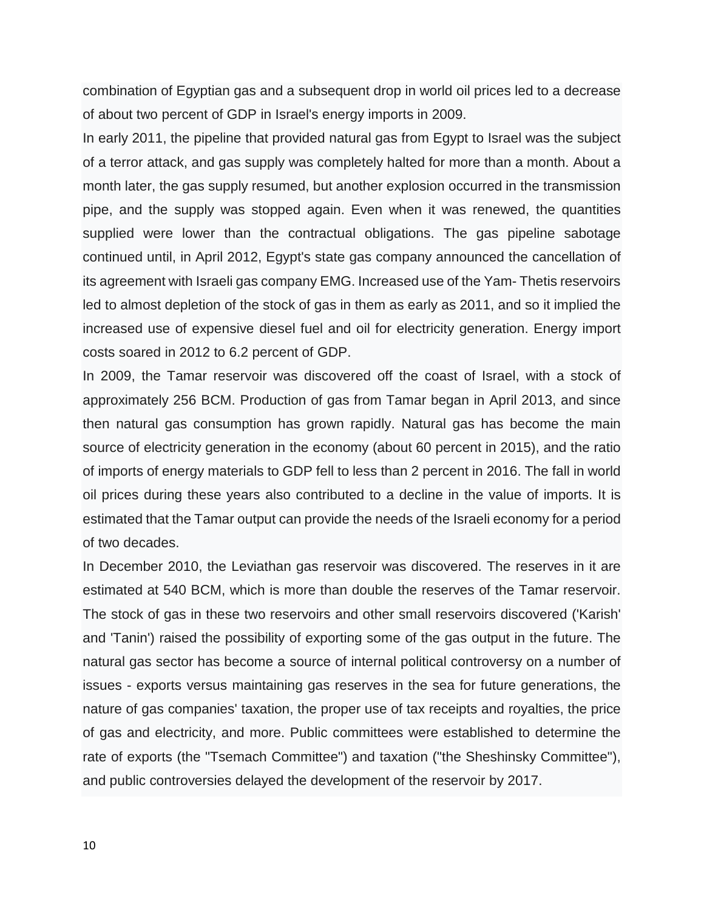combination of Egyptian gas and a subsequent drop in world oil prices led to a decrease of about two percent of GDP in Israel's energy imports in 2009.

In early 2011, the pipeline that provided natural gas from Egypt to Israel was the subject of a terror attack, and gas supply was completely halted for more than a month. About a month later, the gas supply resumed, but another explosion occurred in the transmission pipe, and the supply was stopped again. Even when it was renewed, the quantities supplied were lower than the contractual obligations. The gas pipeline sabotage continued until, in April 2012, Egypt's state gas company announced the cancellation of its agreement with Israeli gas company EMG. Increased use of the Yam- Thetis reservoirs led to almost depletion of the stock of gas in them as early as 2011, and so it implied the increased use of expensive diesel fuel and oil for electricity generation. Energy import costs soared in 2012 to 6.2 percent of GDP.

In 2009, the Tamar reservoir was discovered off the coast of Israel, with a stock of approximately 256 BCM. Production of gas from Tamar began in April 2013, and since then natural gas consumption has grown rapidly. Natural gas has become the main source of electricity generation in the economy (about 60 percent in 2015), and the ratio of imports of energy materials to GDP fell to less than 2 percent in 2016. The fall in world oil prices during these years also contributed to a decline in the value of imports. It is estimated that the Tamar output can provide the needs of the Israeli economy for a period of two decades.

In December 2010, the Leviathan gas reservoir was discovered. The reserves in it are estimated at 540 BCM, which is more than double the reserves of the Tamar reservoir. The stock of gas in these two reservoirs and other small reservoirs discovered ('Karish' and 'Tanin') raised the possibility of exporting some of the gas output in the future. The natural gas sector has become a source of internal political controversy on a number of issues - exports versus maintaining gas reserves in the sea for future generations, the nature of gas companies' taxation, the proper use of tax receipts and royalties, the price of gas and electricity, and more. Public committees were established to determine the rate of exports (the "Tsemach Committee") and taxation ("the Sheshinsky Committee"), and public controversies delayed the development of the reservoir by 2017.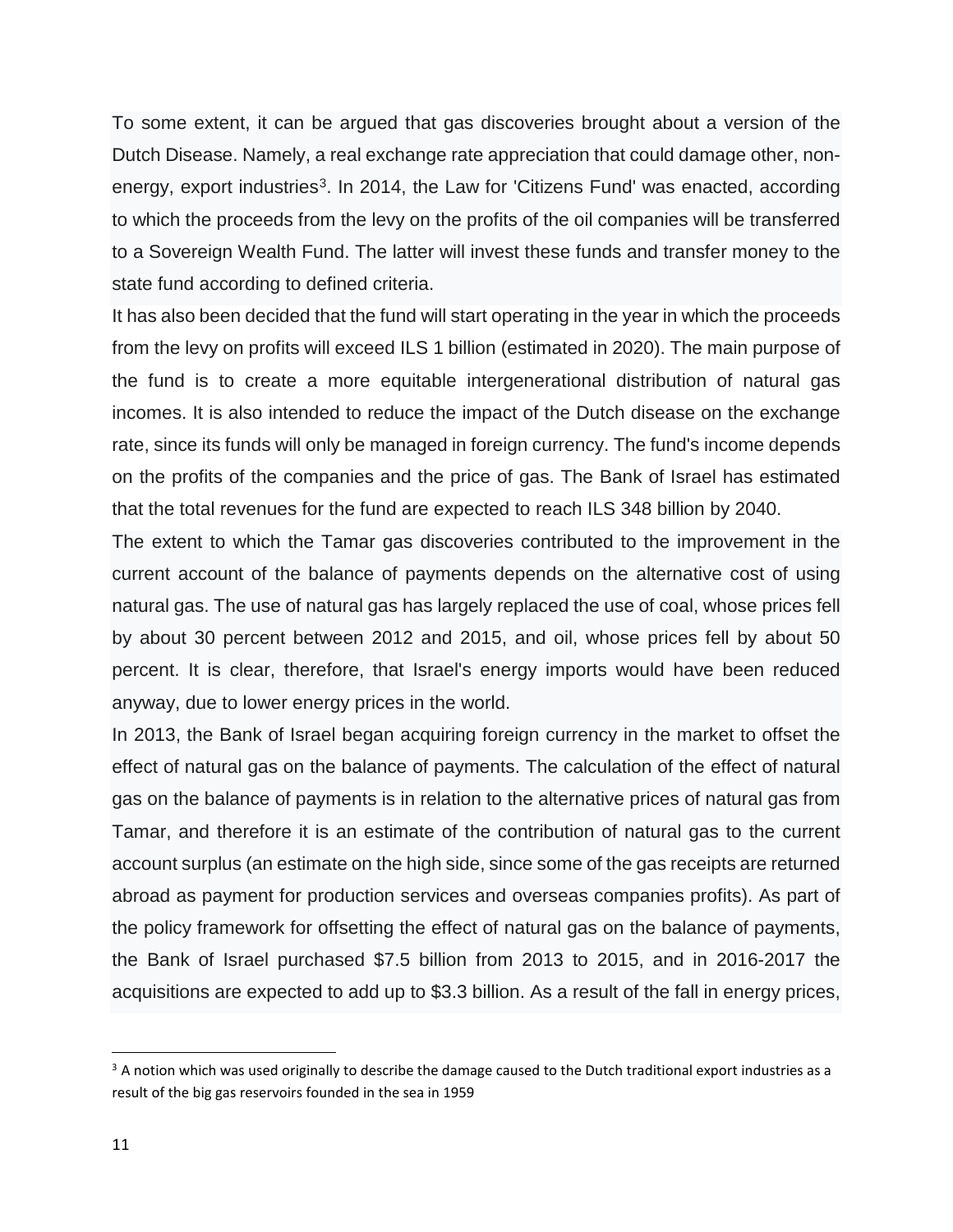To some extent, it can be argued that gas discoveries brought about a version of the Dutch Disease. Namely, a real exchange rate appreciation that could damage other, non-energy, export industries[3]. In 2014, the Law for 'Citizens Fund' was enacted, according to which the proceeds from the levy on the profits of the oil companies will be transferred to a Sovereign Wealth Fund. The latter will invest these funds and transfer money to the state fund according to defined criteria.

It has also been decided that the fund will start operating in the year in which the proceeds from the levy on profits will exceed ILS 1 billion (estimated in 2020). The main purpose of the fund is to create a more equitable intergenerational distribution of natural gas incomes. It is also intended to reduce the impact of the Dutch disease on the exchange rate, since its funds will only be managed in foreign currency. The fund's income depends on the profits of the companies and the price of gas. The Bank of Israel has estimated that the total revenues for the fund are expected to reach ILS 348 billion by 2040.

The extent to which the Tamar gas discoveries contributed to the improvement in the current account of the balance of payments depends on the alternative cost of using natural gas. The use of natural gas has largely replaced the use of coal, whose prices fell by about 30 percent between 2012 and 2015, and oil, whose prices fell by about 50 percent. It is clear, therefore, that Israel's energy imports would have been reduced anyway, due to lower energy prices in the world.

In 2013, the Bank of Israel began acquiring foreign currency in the market to offset the effect of natural gas on the balance of payments. The calculation of the effect of natural gas on the balance of payments is in relation to the alternative prices of natural gas from Tamar, and therefore it is an estimate of the contribution of natural gas to the current account surplus (an estimate on the high side, since some of the gas receipts are returned abroad as payment for production services and overseas companies profits). As part of the policy framework for offsetting the effect of natural gas on the balance of payments, the Bank of Israel purchased $7.5 billion from 2013 to 2015, and in 2016-2017 the acquisitions are expected to add up to $3.3 billion. As a result of the fall in energy prices,

[3] A notion which was used originally to describe the damage caused to the Dutch traditional export industries as a result of the big gas reservoirs founded in the sea in 1959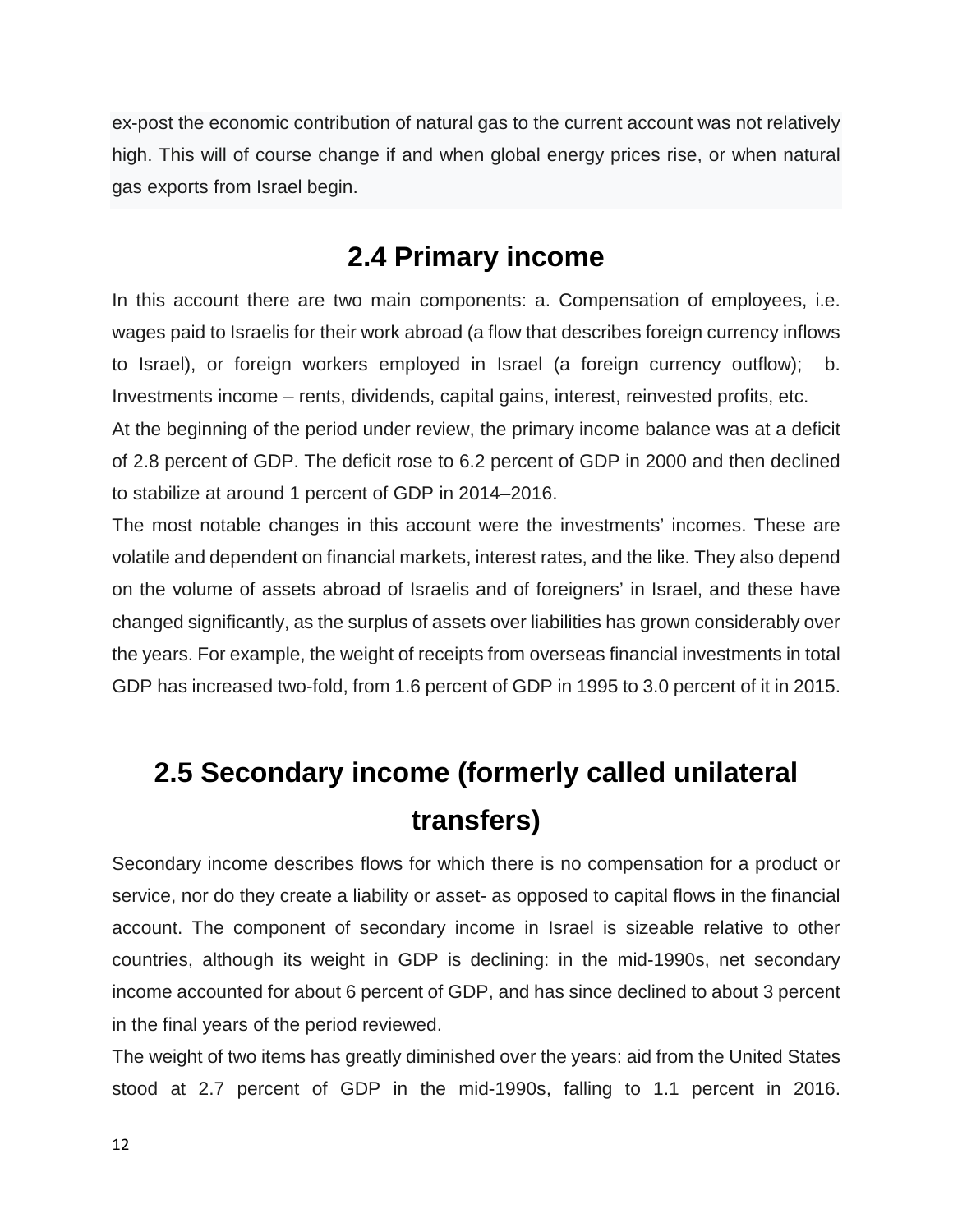ex-post the economic contribution of natural gas to the current account was not relatively high. This will of course change if and when global energy prices rise, or when natural gas exports from Israel begin.

## 2.4 Primary income

In this account there are two main components: a. Compensation of employees, i.e. wages paid to Israelis for their work abroad (a flow that describes foreign currency inflows to Israel), or foreign workers employed in Israel (a foreign currency outflow); b. Investments income – rents, dividends, capital gains, interest, reinvested profits, etc.

At the beginning of the period under review, the primary income balance was at a deficit of 2.8 percent of GDP. The deficit rose to 6.2 percent of GDP in 2000 and then declined to stabilize at around 1 percent of GDP in 2014–2016.

The most notable changes in this account were the investments' incomes. These are volatile and dependent on financial markets, interest rates, and the like. They also depend on the volume of assets abroad of Israelis and of foreigners' in Israel, and these have changed significantly, as the surplus of assets over liabilities has grown considerably over the years. For example, the weight of receipts from overseas financial investments in total GDP has increased two-fold, from 1.6 percent of GDP in 1995 to 3.0 percent of it in 2015.

## 2.5 Secondary income (formerly called unilateral transfers)

Secondary income describes flows for which there is no compensation for a product or service, nor do they create a liability or asset- as opposed to capital flows in the financial account. The component of secondary income in Israel is sizeable relative to other countries, although its weight in GDP is declining: in the mid-1990s, net secondary income accounted for about 6 percent of GDP, and has since declined to about 3 percent in the final years of the period reviewed.

The weight of two items has greatly diminished over the years: aid from the United States stood at 2.7 percent of GDP in the mid-1990s, falling to 1.1 percent in 2016.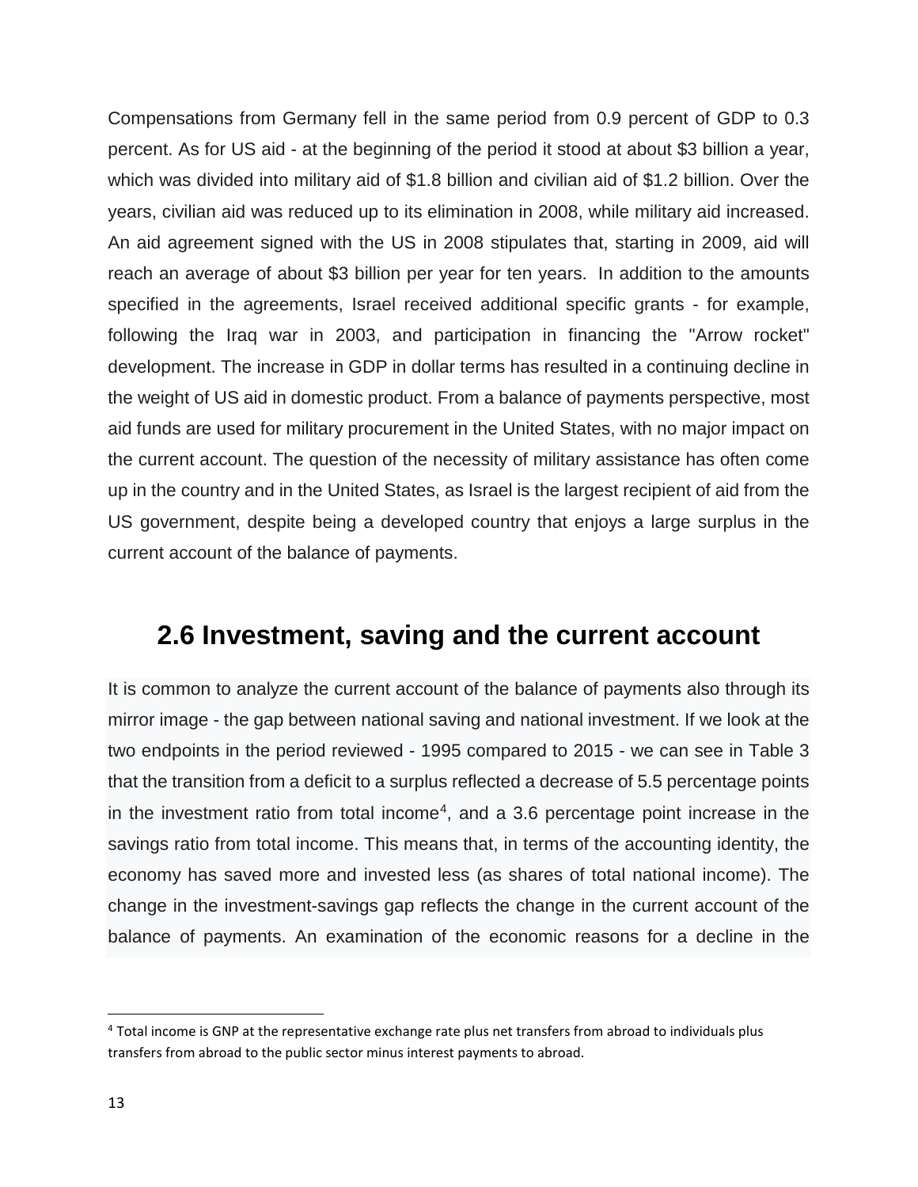Compensations from Germany fell in the same period from 0.9 percent of GDP to 0.3 percent. As for US aid - at the beginning of the period it stood at about $3 billion a year, which was divided into military aid of $1.8 billion and civilian aid of $1.2 billion. Over the years, civilian aid was reduced up to its elimination in 2008, while military aid increased. An aid agreement signed with the US in 2008 stipulates that, starting in 2009, aid will reach an average of about $3 billion per year for ten years. In addition to the amounts specified in the agreements, Israel received additional specific grants - for example, following the Iraq war in 2003, and participation in financing the "Arrow rocket" development. The increase in GDP in dollar terms has resulted in a continuing decline in the weight of US aid in domestic product. From a balance of payments perspective, most aid funds are used for military procurement in the United States, with no major impact on the current account. The question of the necessity of military assistance has often come up in the country and in the United States, as Israel is the largest recipient of aid from the US government, despite being a developed country that enjoys a large surplus in the current account of the balance of payments.

## 2.6 Investment, saving and the current account

It is common to analyze the current account of the balance of payments also through its mirror image - the gap between national saving and national investment. If we look at the two endpoints in the period reviewed - 1995 compared to 2015 - we can see in Table 3 that the transition from a deficit to a surplus reflected a decrease of 5.5 percentage points in the investment ratio from total income[4], and a 3.6 percentage point increase in the savings ratio from total income. This means that, in terms of the accounting identity, the economy has saved more and invested less (as shares of total national income). The change in the investment-savings gap reflects the change in the current account of the balance of payments. An examination of the economic reasons for a decline in the

[4] Total income is GNP at the representative exchange rate plus net transfers from abroad to individuals plus transfers from abroad to the public sector minus interest payments to abroad.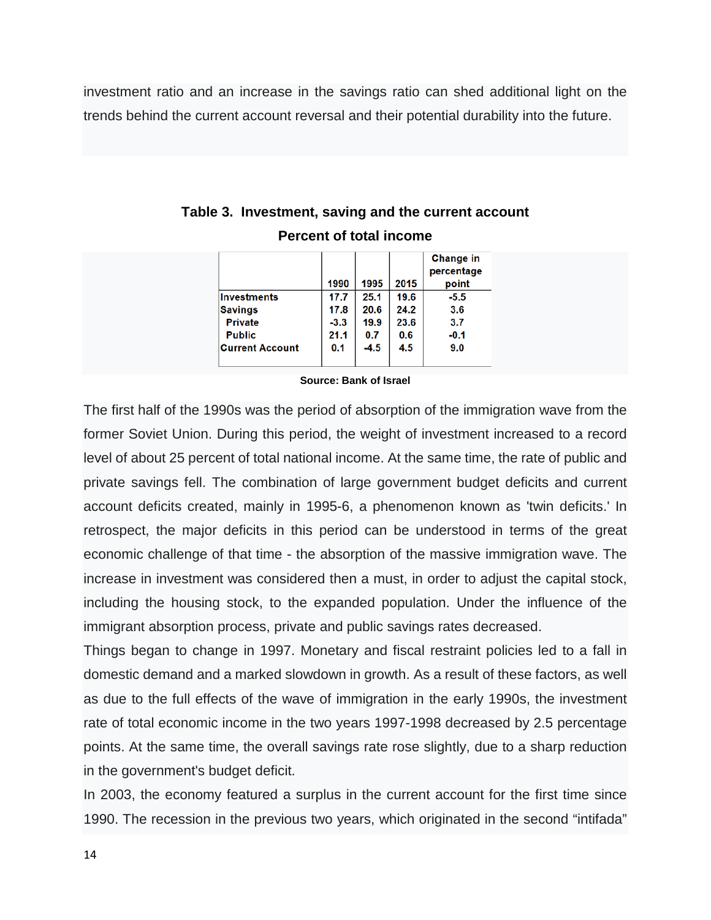investment ratio and an increase in the savings ratio can shed additional light on the trends behind the current account reversal and their potential durability into the future.

**Table 3. Investment, saving and the current account**

**Percent of total income**

| | 1990 | 1995 | 2015 | Change in percentage point |
|---|---|---|---|---|
| Investments | 17.7 | 25.1 | 19.6 | -5.5 |
| Savings | 17.8 | 20.6 | 24.2 | 3.6 |
| Private | -3.3 | 19.9 | 23.6 | 3.7 |
| Public | 21.1 | 0.7 | 0.6 | -0.1 |
| Current Account | 0.1 | -4.5 | 4.5 | 9.0 |

**Source: Bank of Israel**

The first half of the 1990s was the period of absorption of the immigration wave from the former Soviet Union. During this period, the weight of investment increased to a record level of about 25 percent of total national income. At the same time, the rate of public and private savings fell. The combination of large government budget deficits and current account deficits created, mainly in 1995-6, a phenomenon known as 'twin deficits.' In retrospect, the major deficits in this period can be understood in terms of the great economic challenge of that time - the absorption of the massive immigration wave. The increase in investment was considered then a must, in order to adjust the capital stock, including the housing stock, to the expanded population. Under the influence of the immigrant absorption process, private and public savings rates decreased.

Things began to change in 1997. Monetary and fiscal restraint policies led to a fall in domestic demand and a marked slowdown in growth. As a result of these factors, as well as due to the full effects of the wave of immigration in the early 1990s, the investment rate of total economic income in the two years 1997-1998 decreased by 2.5 percentage points. At the same time, the overall savings rate rose slightly, due to a sharp reduction in the government's budget deficit.

In 2003, the economy featured a surplus in the current account for the first time since 1990. The recession in the previous two years, which originated in the second “intifada”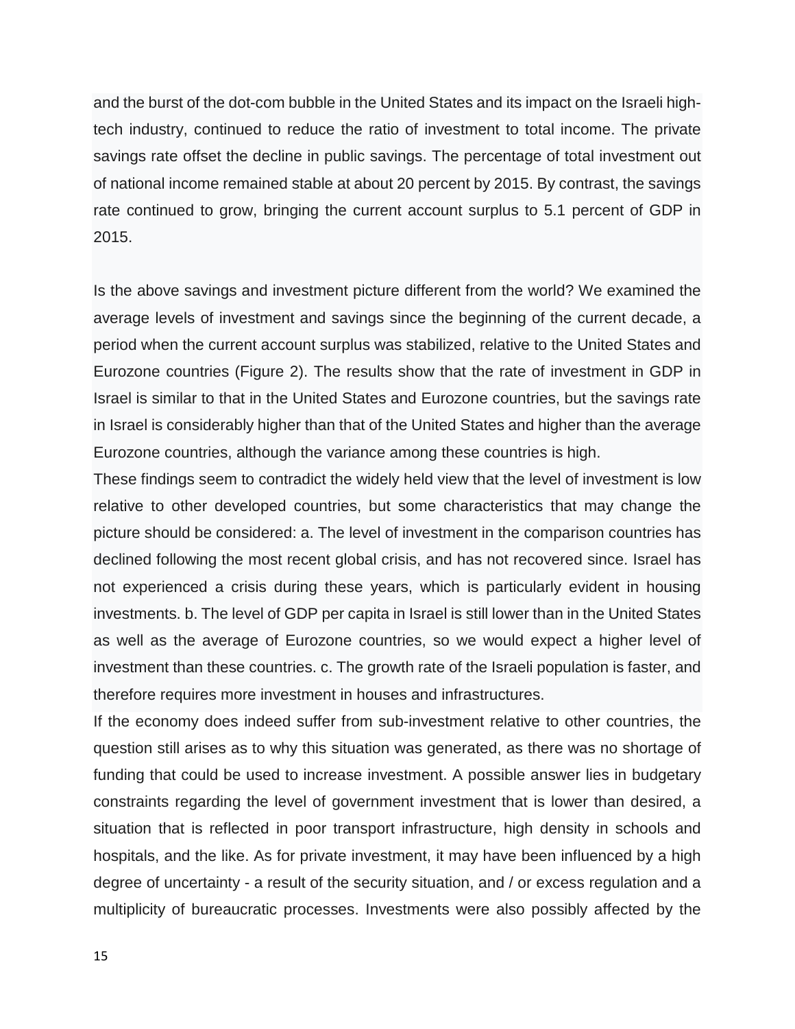and the burst of the dot-com bubble in the United States and its impact on the Israeli high-tech industry, continued to reduce the ratio of investment to total income. The private savings rate offset the decline in public savings. The percentage of total investment out of national income remained stable at about 20 percent by 2015. By contrast, the savings rate continued to grow, bringing the current account surplus to 5.1 percent of GDP in 2015.

Is the above savings and investment picture different from the world? We examined the average levels of investment and savings since the beginning of the current decade, a period when the current account surplus was stabilized, relative to the United States and Eurozone countries (Figure 2). The results show that the rate of investment in GDP in Israel is similar to that in the United States and Eurozone countries, but the savings rate in Israel is considerably higher than that of the United States and higher than the average Eurozone countries, although the variance among these countries is high.

These findings seem to contradict the widely held view that the level of investment is low relative to other developed countries, but some characteristics that may change the picture should be considered: a. The level of investment in the comparison countries has declined following the most recent global crisis, and has not recovered since. Israel has not experienced a crisis during these years, which is particularly evident in housing investments. b. The level of GDP per capita in Israel is still lower than in the United States as well as the average of Eurozone countries, so we would expect a higher level of investment than these countries. c. The growth rate of the Israeli population is faster, and therefore requires more investment in houses and infrastructures.

If the economy does indeed suffer from sub-investment relative to other countries, the question still arises as to why this situation was generated, as there was no shortage of funding that could be used to increase investment. A possible answer lies in budgetary constraints regarding the level of government investment that is lower than desired, a situation that is reflected in poor transport infrastructure, high density in schools and hospitals, and the like. As for private investment, it may have been influenced by a high degree of uncertainty - a result of the security situation, and / or excess regulation and a multiplicity of bureaucratic processes. Investments were also possibly affected by the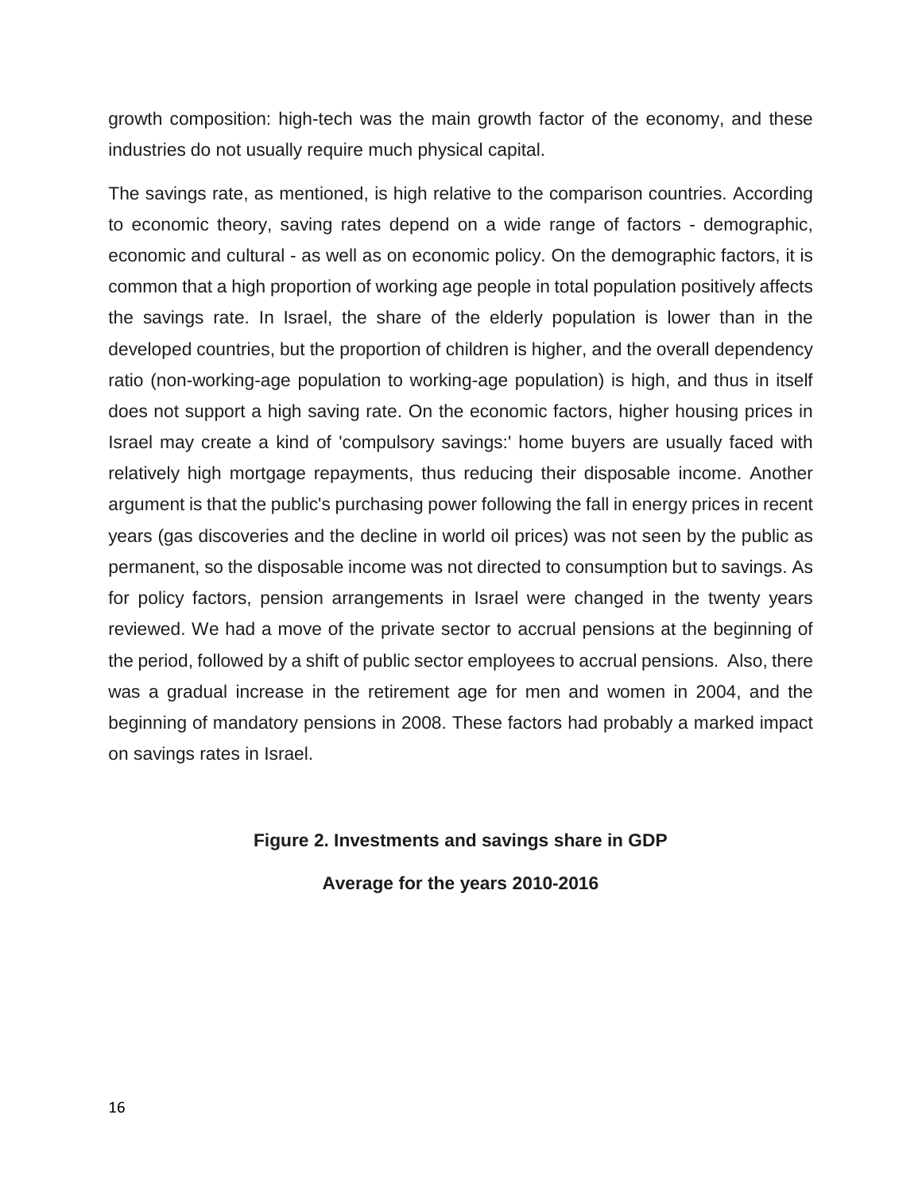growth composition: high-tech was the main growth factor of the economy, and these industries do not usually require much physical capital.

The savings rate, as mentioned, is high relative to the comparison countries. According to economic theory, saving rates depend on a wide range of factors - demographic, economic and cultural - as well as on economic policy. On the demographic factors, it is common that a high proportion of working age people in total population positively affects the savings rate. In Israel, the share of the elderly population is lower than in the developed countries, but the proportion of children is higher, and the overall dependency ratio (non-working-age population to working-age population) is high, and thus in itself does not support a high saving rate. On the economic factors, higher housing prices in Israel may create a kind of 'compulsory savings:' home buyers are usually faced with relatively high mortgage repayments, thus reducing their disposable income. Another argument is that the public's purchasing power following the fall in energy prices in recent years (gas discoveries and the decline in world oil prices) was not seen by the public as permanent, so the disposable income was not directed to consumption but to savings. As for policy factors, pension arrangements in Israel were changed in the twenty years reviewed. We had a move of the private sector to accrual pensions at the beginning of the period, followed by a shift of public sector employees to accrual pensions. Also, there was a gradual increase in the retirement age for men and women in 2004, and the beginning of mandatory pensions in 2008. These factors had probably a marked impact on savings rates in Israel.

**Figure 2. Investments and savings share in GDP**

**Average for the years 2010-2016**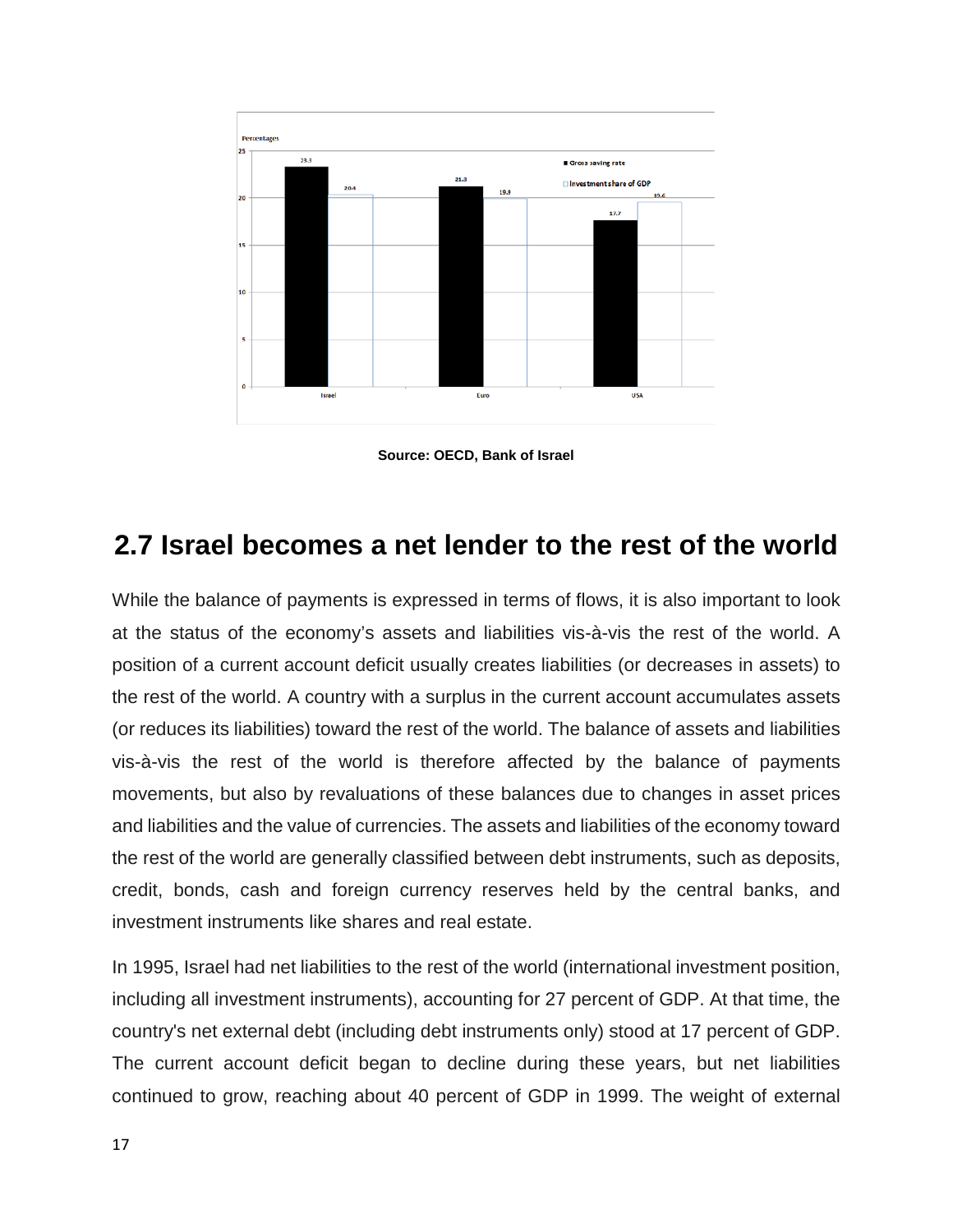Source: OECD, Bank of Israel

## 2.7 Israel becomes a net lender to the rest of the world

While the balance of payments is expressed in terms of flows, it is also important to look at the status of the economy's assets and liabilities vis-à-vis the rest of the world. A position of a current account deficit usually creates liabilities (or decreases in assets) to the rest of the world. A country with a surplus in the current account accumulates assets (or reduces its liabilities) toward the rest of the world. The balance of assets and liabilities vis-à-vis the rest of the world is therefore affected by the balance of payments movements, but also by revaluations of these balances due to changes in asset prices and liabilities and the value of currencies. The assets and liabilities of the economy toward the rest of the world are generally classified between debt instruments, such as deposits, credit, bonds, cash and foreign currency reserves held by the central banks, and investment instruments like shares and real estate.

In 1995, Israel had net liabilities to the rest of the world (international investment position, including all investment instruments), accounting for 27 percent of GDP. At that time, the country's net external debt (including debt instruments only) stood at 17 percent of GDP. The current account deficit began to decline during these years, but net liabilities continued to grow, reaching about 40 percent of GDP in 1999. The weight of external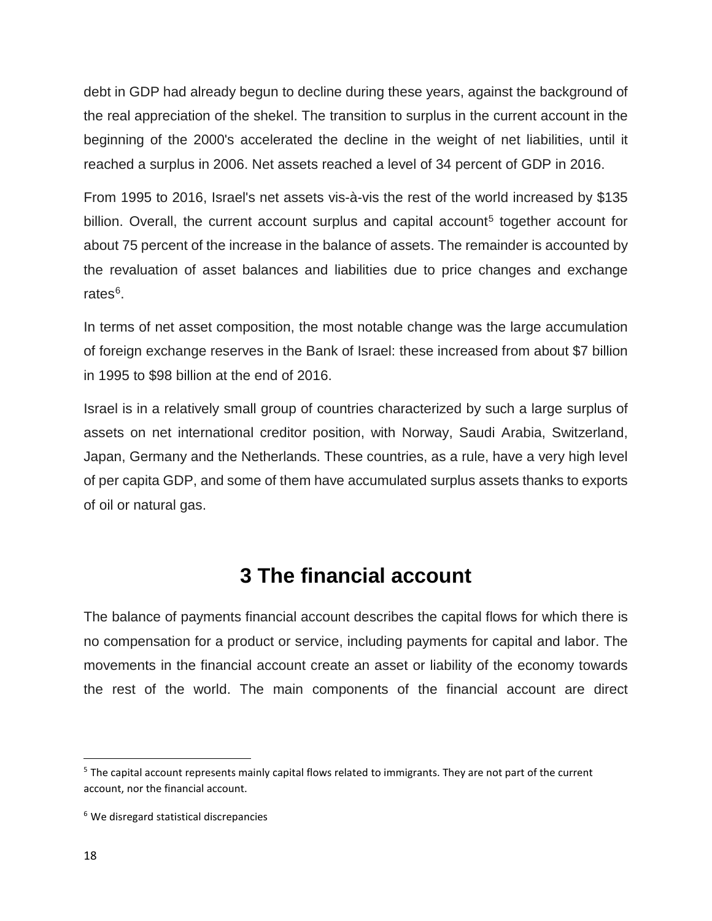debt in GDP had already begun to decline during these years, against the background of the real appreciation of the shekel. The transition to surplus in the current account in the beginning of the 2000's accelerated the decline in the weight of net liabilities, until it reached a surplus in 2006. Net assets reached a level of 34 percent of GDP in 2016.

From 1995 to 2016, Israel's net assets vis-à-vis the rest of the world increased by $135 billion. Overall, the current account surplus and capital account[5] together account for about 75 percent of the increase in the balance of assets. The remainder is accounted by the revaluation of asset balances and liabilities due to price changes and exchange rates[6].

In terms of net asset composition, the most notable change was the large accumulation of foreign exchange reserves in the Bank of Israel: these increased from about $7 billion in 1995 to $98 billion at the end of 2016.

Israel is in a relatively small group of countries characterized by such a large surplus of assets on net international creditor position, with Norway, Saudi Arabia, Switzerland, Japan, Germany and the Netherlands. These countries, as a rule, have a very high level of per capita GDP, and some of them have accumulated surplus assets thanks to exports of oil or natural gas.

# 3 The financial account

The balance of payments financial account describes the capital flows for which there is no compensation for a product or service, including payments for capital and labor. The movements in the financial account create an asset or liability of the economy towards the rest of the world. The main components of the financial account are direct

[5] The capital account represents mainly capital flows related to immigrants. They are not part of the current account, nor the financial account.

[6] We disregard statistical discrepancies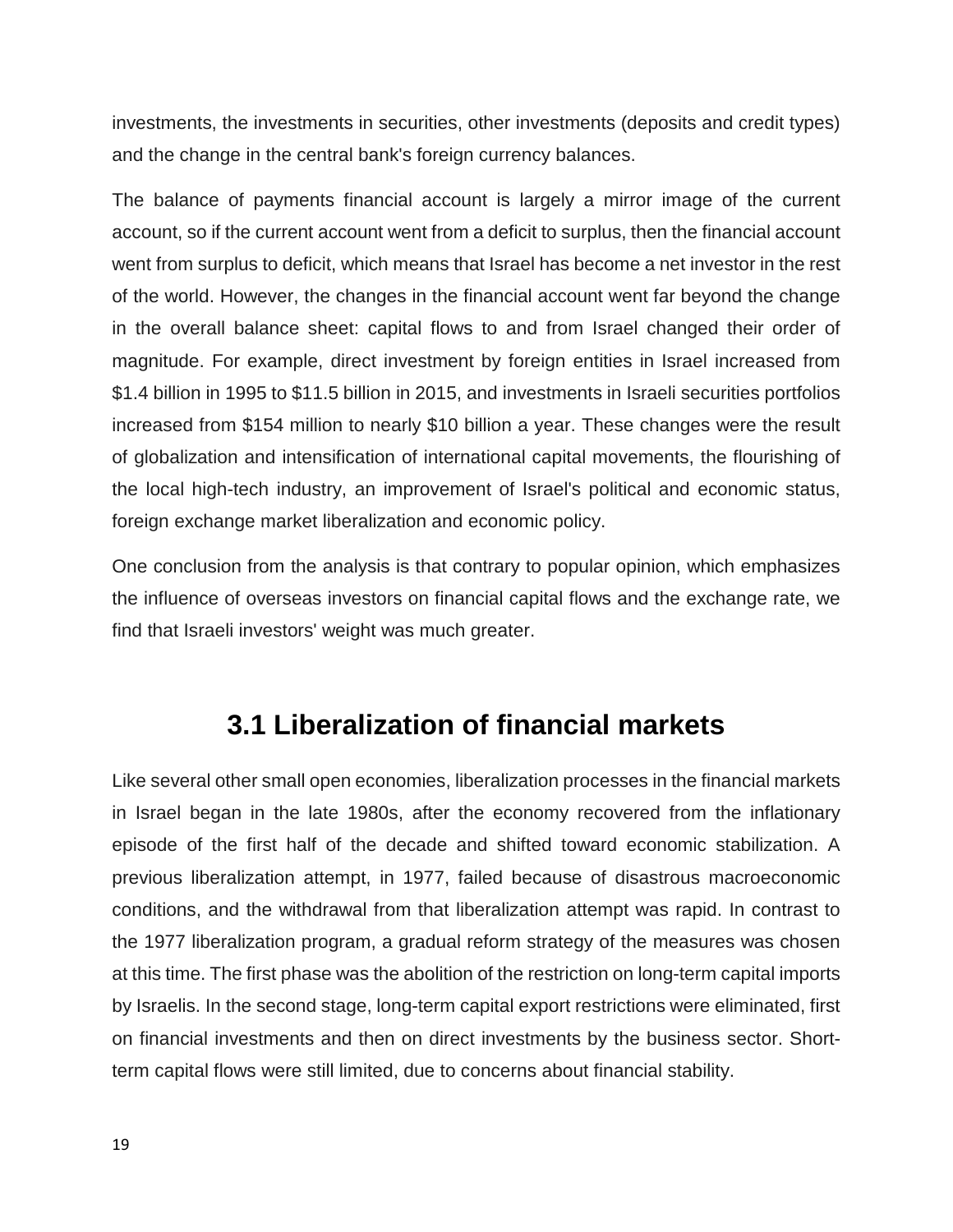investments, the investments in securities, other investments (deposits and credit types) and the change in the central bank's foreign currency balances.

The balance of payments financial account is largely a mirror image of the current account, so if the current account went from a deficit to surplus, then the financial account went from surplus to deficit, which means that Israel has become a net investor in the rest of the world. However, the changes in the financial account went far beyond the change in the overall balance sheet: capital flows to and from Israel changed their order of magnitude. For example, direct investment by foreign entities in Israel increased from $1.4 billion in 1995 to $11.5 billion in 2015, and investments in Israeli securities portfolios increased from $154 million to nearly $10 billion a year. These changes were the result of globalization and intensification of international capital movements, the flourishing of the local high-tech industry, an improvement of Israel's political and economic status, foreign exchange market liberalization and economic policy.

One conclusion from the analysis is that contrary to popular opinion, which emphasizes the influence of overseas investors on financial capital flows and the exchange rate, we find that Israeli investors' weight was much greater.

## 3.1 Liberalization of financial markets

Like several other small open economies, liberalization processes in the financial markets in Israel began in the late 1980s, after the economy recovered from the inflationary episode of the first half of the decade and shifted toward economic stabilization. A previous liberalization attempt, in 1977, failed because of disastrous macroeconomic conditions, and the withdrawal from that liberalization attempt was rapid. In contrast to the 1977 liberalization program, a gradual reform strategy of the measures was chosen at this time. The first phase was the abolition of the restriction on long-term capital imports by Israelis. In the second stage, long-term capital export restrictions were eliminated, first on financial investments and then on direct investments by the business sector. Short-term capital flows were still limited, due to concerns about financial stability.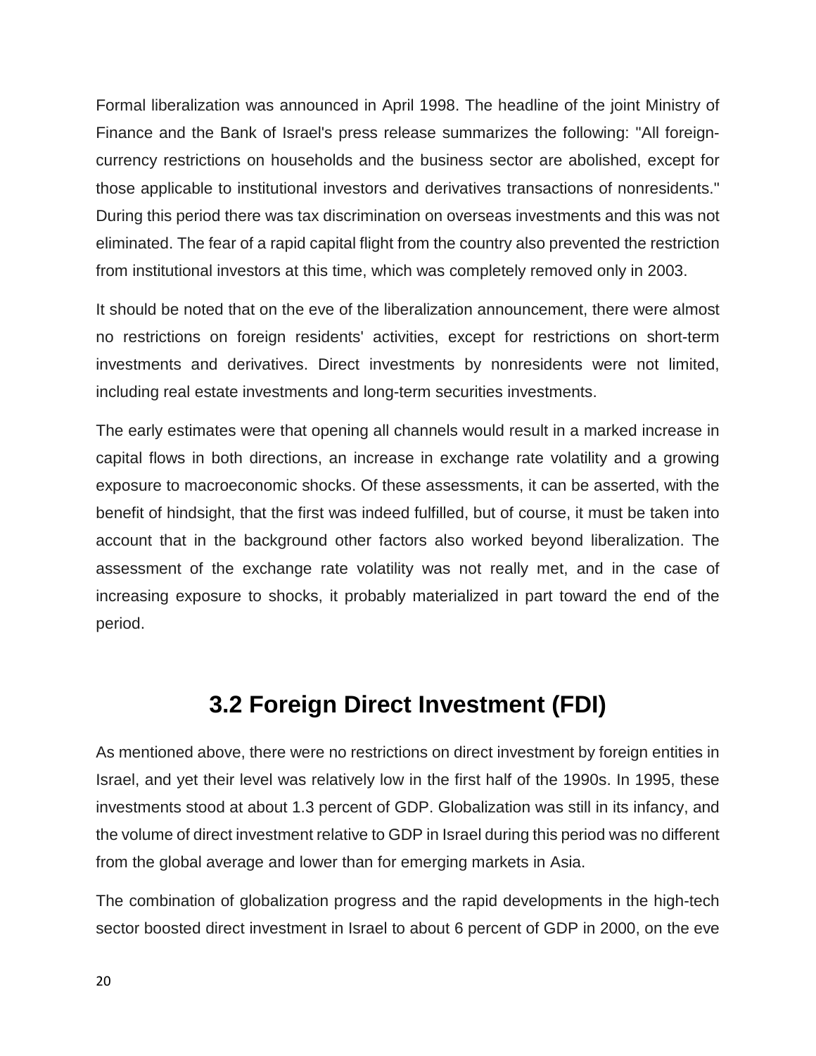Formal liberalization was announced in April 1998. The headline of the joint Ministry of Finance and the Bank of Israel's press release summarizes the following: "All foreign-currency restrictions on households and the business sector are abolished, except for those applicable to institutional investors and derivatives transactions of nonresidents." During this period there was tax discrimination on overseas investments and this was not eliminated. The fear of a rapid capital flight from the country also prevented the restriction from institutional investors at this time, which was completely removed only in 2003.

It should be noted that on the eve of the liberalization announcement, there were almost no restrictions on foreign residents' activities, except for restrictions on short-term investments and derivatives. Direct investments by nonresidents were not limited, including real estate investments and long-term securities investments.

The early estimates were that opening all channels would result in a marked increase in capital flows in both directions, an increase in exchange rate volatility and a growing exposure to macroeconomic shocks. Of these assessments, it can be asserted, with the benefit of hindsight, that the first was indeed fulfilled, but of course, it must be taken into account that in the background other factors also worked beyond liberalization. The assessment of the exchange rate volatility was not really met, and in the case of increasing exposure to shocks, it probably materialized in part toward the end of the period.

## 3.2 Foreign Direct Investment (FDI)

As mentioned above, there were no restrictions on direct investment by foreign entities in Israel, and yet their level was relatively low in the first half of the 1990s. In 1995, these investments stood at about 1.3 percent of GDP. Globalization was still in its infancy, and the volume of direct investment relative to GDP in Israel during this period was no different from the global average and lower than for emerging markets in Asia.

The combination of globalization progress and the rapid developments in the high-tech sector boosted direct investment in Israel to about 6 percent of GDP in 2000, on the eve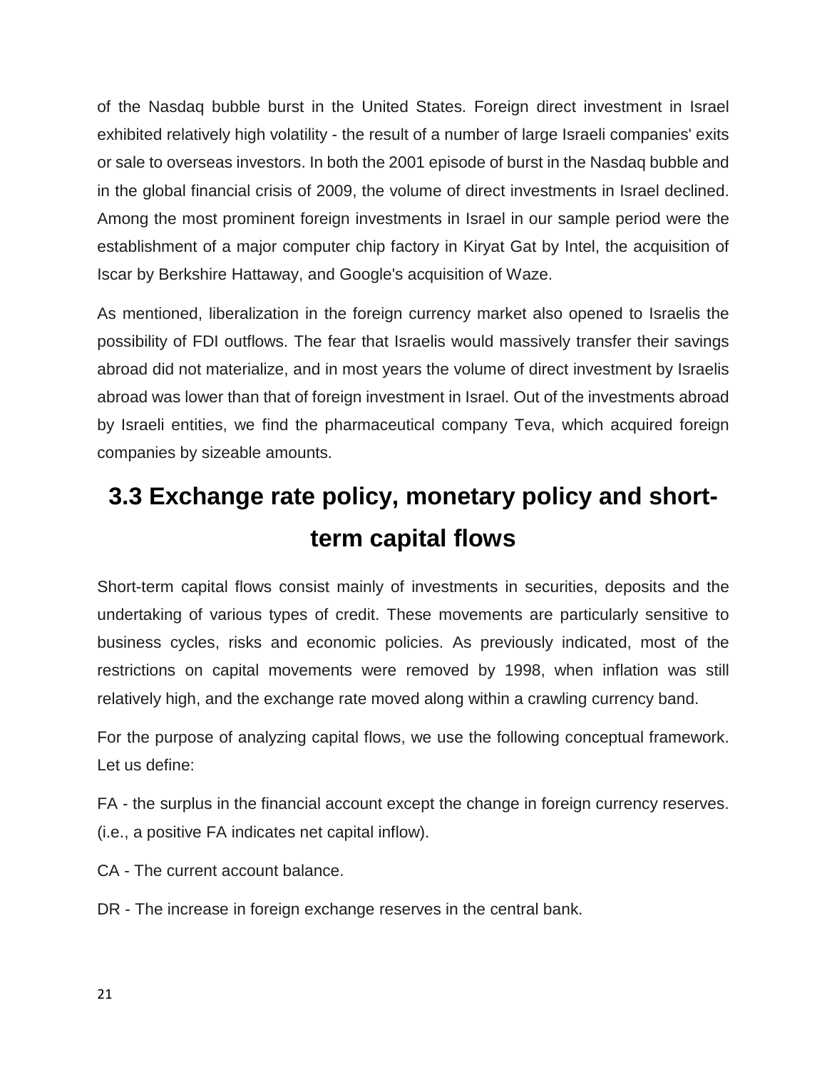of the Nasdaq bubble burst in the United States. Foreign direct investment in Israel exhibited relatively high volatility - the result of a number of large Israeli companies' exits or sale to overseas investors. In both the 2001 episode of burst in the Nasdaq bubble and in the global financial crisis of 2009, the volume of direct investments in Israel declined. Among the most prominent foreign investments in Israel in our sample period were the establishment of a major computer chip factory in Kiryat Gat by Intel, the acquisition of Iscar by Berkshire Hattaway, and Google's acquisition of Waze.

As mentioned, liberalization in the foreign currency market also opened to Israelis the possibility of FDI outflows. The fear that Israelis would massively transfer their savings abroad did not materialize, and in most years the volume of direct investment by Israelis abroad was lower than that of foreign investment in Israel. Out of the investments abroad by Israeli entities, we find the pharmaceutical company Teva, which acquired foreign companies by sizeable amounts.

## 3.3 Exchange rate policy, monetary policy and short-term capital flows

Short-term capital flows consist mainly of investments in securities, deposits and the undertaking of various types of credit. These movements are particularly sensitive to business cycles, risks and economic policies. As previously indicated, most of the restrictions on capital movements were removed by 1998, when inflation was still relatively high, and the exchange rate moved along within a crawling currency band.

For the purpose of analyzing capital flows, we use the following conceptual framework. Let us define:

FA - the surplus in the financial account except the change in foreign currency reserves. (i.e., a positive FA indicates net capital inflow).

CA - The current account balance.

DR - The increase in foreign exchange reserves in the central bank.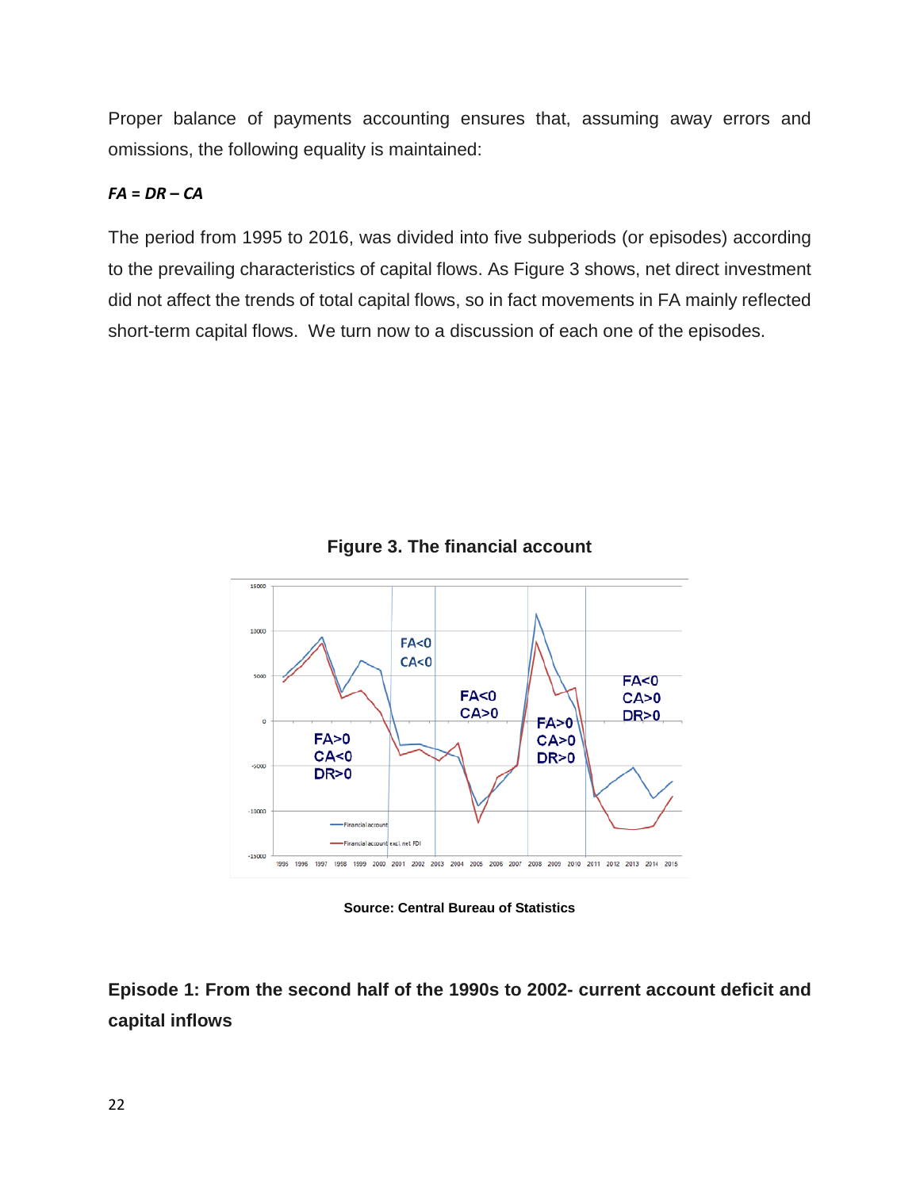Proper balance of payments accounting ensures that, assuming away errors and omissions, the following equality is maintained:

***FA = DR – CA***

The period from 1995 to 2016, was divided into five subperiods (or episodes) according to the prevailing characteristics of capital flows. As Figure 3 shows, net direct investment did not affect the trends of total capital flows, so in fact movements in FA mainly reflected short-term capital flows.  We turn now to a discussion of each one of the episodes.

**Figure 3. The financial account**

**Source: Central Bureau of Statistics**

**Episode 1: From the second half of the 1990s to 2002- current account deficit and capital inflows**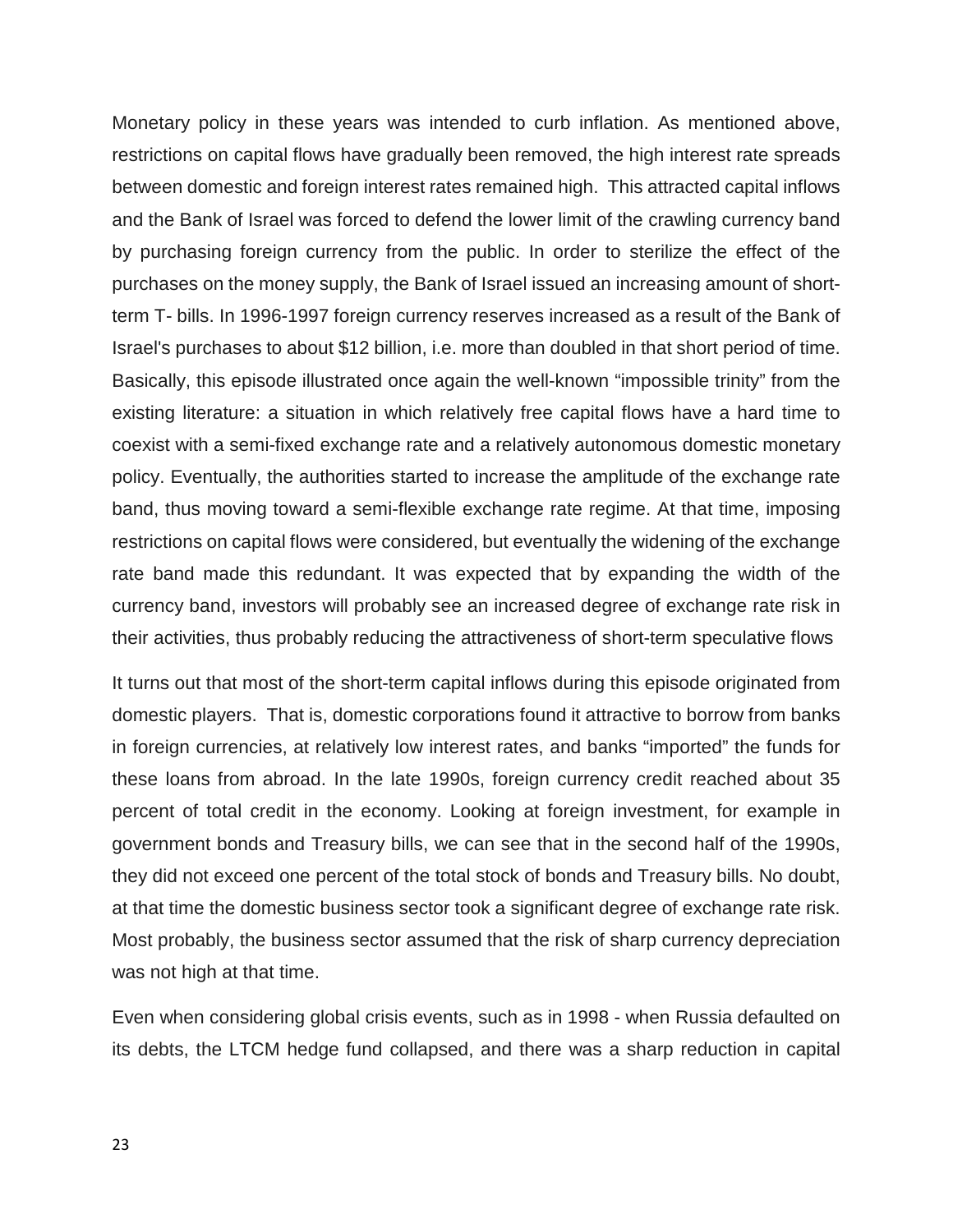Monetary policy in these years was intended to curb inflation. As mentioned above, restrictions on capital flows have gradually been removed, the high interest rate spreads between domestic and foreign interest rates remained high.  This attracted capital inflows and the Bank of Israel was forced to defend the lower limit of the crawling currency band by purchasing foreign currency from the public. In order to sterilize the effect of the purchases on the money supply, the Bank of Israel issued an increasing amount of short-term T- bills. In 1996-1997 foreign currency reserves increased as a result of the Bank of Israel's purchases to about $12 billion, i.e. more than doubled in that short period of time. Basically, this episode illustrated once again the well-known “impossible trinity” from the existing literature: a situation in which relatively free capital flows have a hard time to coexist with a semi-fixed exchange rate and a relatively autonomous domestic monetary policy. Eventually, the authorities started to increase the amplitude of the exchange rate band, thus moving toward a semi-flexible exchange rate regime. At that time, imposing restrictions on capital flows were considered, but eventually the widening of the exchange rate band made this redundant. It was expected that by expanding the width of the currency band, investors will probably see an increased degree of exchange rate risk in their activities, thus probably reducing the attractiveness of short-term speculative flows

It turns out that most of the short-term capital inflows during this episode originated from domestic players.  That is, domestic corporations found it attractive to borrow from banks in foreign currencies, at relatively low interest rates, and banks “imported” the funds for these loans from abroad. In the late 1990s, foreign currency credit reached about 35 percent of total credit in the economy. Looking at foreign investment, for example in government bonds and Treasury bills, we can see that in the second half of the 1990s, they did not exceed one percent of the total stock of bonds and Treasury bills. No doubt, at that time the domestic business sector took a significant degree of exchange rate risk. Most probably, the business sector assumed that the risk of sharp currency depreciation was not high at that time.

Even when considering global crisis events, such as in 1998 - when Russia defaulted on its debts, the LTCM hedge fund collapsed, and there was a sharp reduction in capital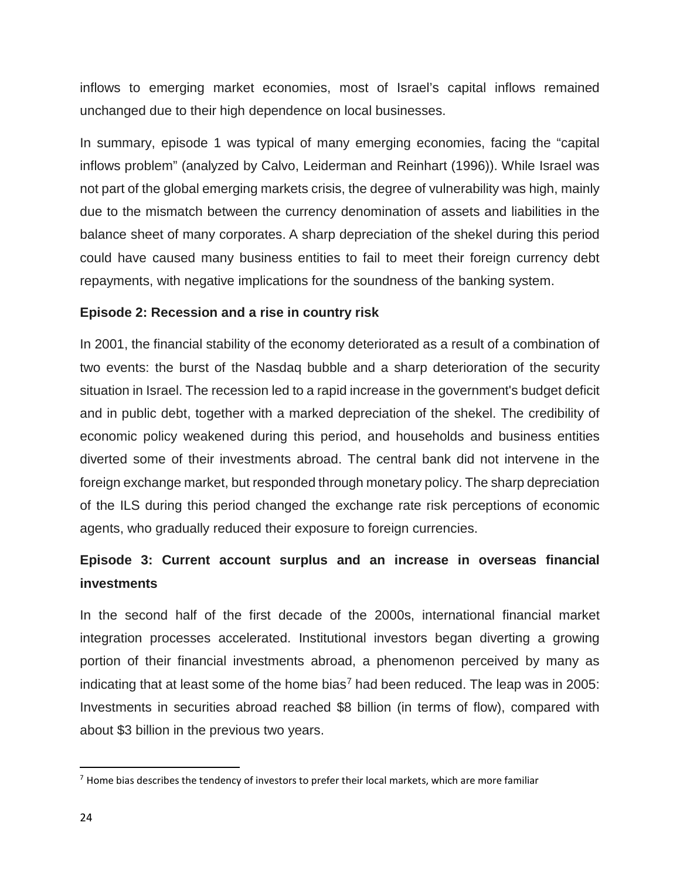inflows to emerging market economies, most of Israel's capital inflows remained unchanged due to their high dependence on local businesses.

In summary, episode 1 was typical of many emerging economies, facing the "capital inflows problem" (analyzed by Calvo, Leiderman and Reinhart (1996)). While Israel was not part of the global emerging markets crisis, the degree of vulnerability was high, mainly due to the mismatch between the currency denomination of assets and liabilities in the balance sheet of many corporates. A sharp depreciation of the shekel during this period could have caused many business entities to fail to meet their foreign currency debt repayments, with negative implications for the soundness of the banking system.

**Episode 2: Recession and a rise in country risk**

In 2001, the financial stability of the economy deteriorated as a result of a combination of two events: the burst of the Nasdaq bubble and a sharp deterioration of the security situation in Israel. The recession led to a rapid increase in the government's budget deficit and in public debt, together with a marked depreciation of the shekel. The credibility of economic policy weakened during this period, and households and business entities diverted some of their investments abroad. The central bank did not intervene in the foreign exchange market, but responded through monetary policy. The sharp depreciation of the ILS during this period changed the exchange rate risk perceptions of economic agents, who gradually reduced their exposure to foreign currencies.

**Episode 3: Current account surplus and an increase in overseas financial investments**

In the second half of the first decade of the 2000s, international financial market integration processes accelerated. Institutional investors began diverting a growing portion of their financial investments abroad, a phenomenon perceived by many as indicating that at least some of the home bias[7] had been reduced. The leap was in 2005: Investments in securities abroad reached $8 billion (in terms of flow), compared with about $3 billion in the previous two years.

---

[7] Home bias describes the tendency of investors to prefer their local markets, which are more familiar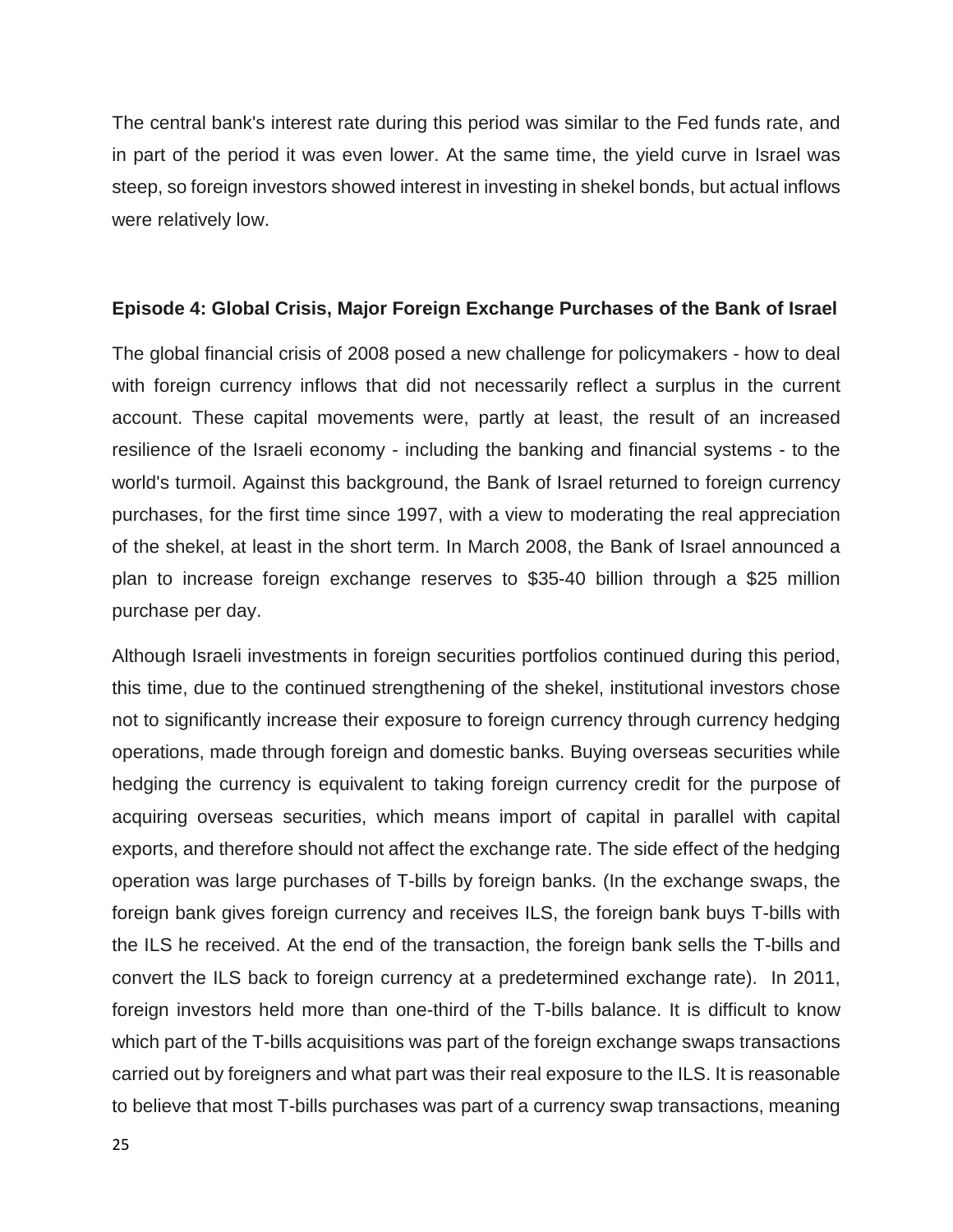The central bank's interest rate during this period was similar to the Fed funds rate, and in part of the period it was even lower. At the same time, the yield curve in Israel was steep, so foreign investors showed interest in investing in shekel bonds, but actual inflows were relatively low.

### Episode 4: Global Crisis, Major Foreign Exchange Purchases of the Bank of Israel

The global financial crisis of 2008 posed a new challenge for policymakers - how to deal with foreign currency inflows that did not necessarily reflect a surplus in the current account. These capital movements were, partly at least, the result of an increased resilience of the Israeli economy - including the banking and financial systems - to the world's turmoil. Against this background, the Bank of Israel returned to foreign currency purchases, for the first time since 1997, with a view to moderating the real appreciation of the shekel, at least in the short term. In March 2008, the Bank of Israel announced a plan to increase foreign exchange reserves to $35-40 billion through a $25 million purchase per day.

Although Israeli investments in foreign securities portfolios continued during this period, this time, due to the continued strengthening of the shekel, institutional investors chose not to significantly increase their exposure to foreign currency through currency hedging operations, made through foreign and domestic banks. Buying overseas securities while hedging the currency is equivalent to taking foreign currency credit for the purpose of acquiring overseas securities, which means import of capital in parallel with capital exports, and therefore should not affect the exchange rate. The side effect of the hedging operation was large purchases of T-bills by foreign banks. (In the exchange swaps, the foreign bank gives foreign currency and receives ILS, the foreign bank buys T-bills with the ILS he received. At the end of the transaction, the foreign bank sells the T-bills and convert the ILS back to foreign currency at a predetermined exchange rate). In 2011, foreign investors held more than one-third of the T-bills balance. It is difficult to know which part of the T-bills acquisitions was part of the foreign exchange swaps transactions carried out by foreigners and what part was their real exposure to the ILS. It is reasonable to believe that most T-bills purchases was part of a currency swap transactions, meaning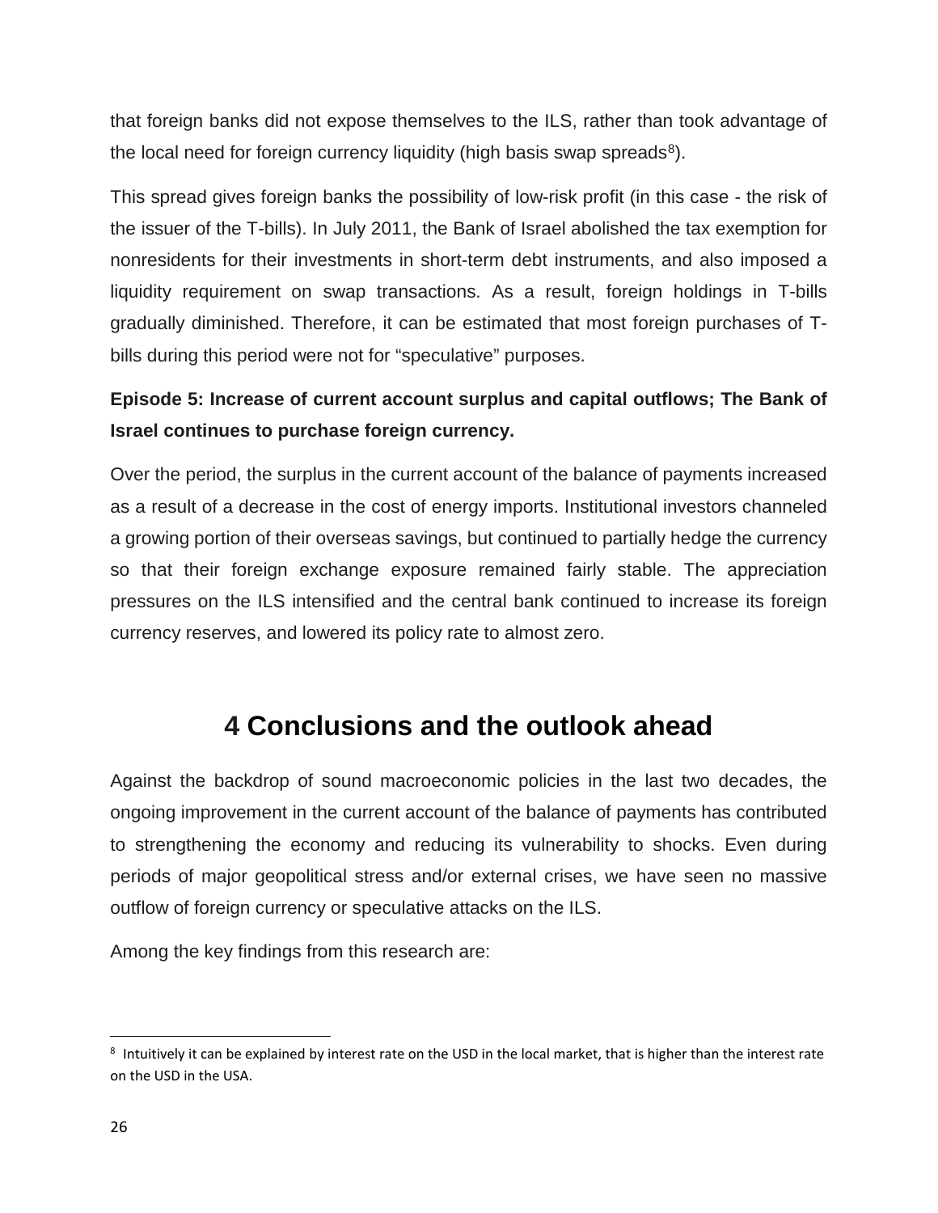that foreign banks did not expose themselves to the ILS, rather than took advantage of the local need for foreign currency liquidity (high basis swap spreads[8]).

This spread gives foreign banks the possibility of low-risk profit (in this case - the risk of the issuer of the T-bills). In July 2011, the Bank of Israel abolished the tax exemption for nonresidents for their investments in short-term debt instruments, and also imposed a liquidity requirement on swap transactions. As a result, foreign holdings in T-bills gradually diminished. Therefore, it can be estimated that most foreign purchases of T-bills during this period were not for "speculative" purposes.

**Episode 5: Increase of current account surplus and capital outflows; The Bank of Israel continues to purchase foreign currency.**

Over the period, the surplus in the current account of the balance of payments increased as a result of a decrease in the cost of energy imports. Institutional investors channeled a growing portion of their overseas savings, but continued to partially hedge the currency so that their foreign exchange exposure remained fairly stable. The appreciation pressures on the ILS intensified and the central bank continued to increase its foreign currency reserves, and lowered its policy rate to almost zero.

# 4 Conclusions and the outlook ahead

Against the backdrop of sound macroeconomic policies in the last two decades, the ongoing improvement in the current account of the balance of payments has contributed to strengthening the economy and reducing its vulnerability to shocks. Even during periods of major geopolitical stress and/or external crises, we have seen no massive outflow of foreign currency or speculative attacks on the ILS.

Among the key findings from this research are:

---

[8] Intuitively it can be explained by interest rate on the USD in the local market, that is higher than the interest rate on the USD in the USA.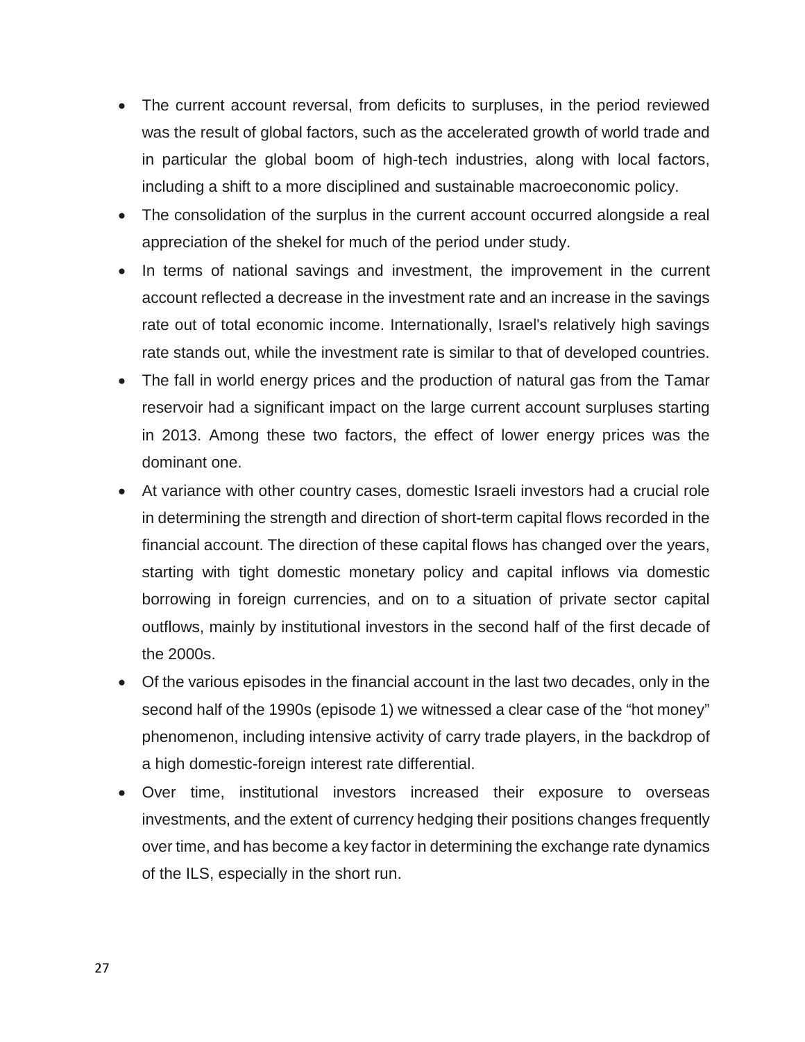- The current account reversal, from deficits to surpluses, in the period reviewed was the result of global factors, such as the accelerated growth of world trade and in particular the global boom of high-tech industries, along with local factors, including a shift to a more disciplined and sustainable macroeconomic policy.
- The consolidation of the surplus in the current account occurred alongside a real appreciation of the shekel for much of the period under study.
- In terms of national savings and investment, the improvement in the current account reflected a decrease in the investment rate and an increase in the savings rate out of total economic income. Internationally, Israel's relatively high savings rate stands out, while the investment rate is similar to that of developed countries.
- The fall in world energy prices and the production of natural gas from the Tamar reservoir had a significant impact on the large current account surpluses starting in 2013. Among these two factors, the effect of lower energy prices was the dominant one.
- At variance with other country cases, domestic Israeli investors had a crucial role in determining the strength and direction of short-term capital flows recorded in the financial account. The direction of these capital flows has changed over the years, starting with tight domestic monetary policy and capital inflows via domestic borrowing in foreign currencies, and on to a situation of private sector capital outflows, mainly by institutional investors in the second half of the first decade of the 2000s.
- Of the various episodes in the financial account in the last two decades, only in the second half of the 1990s (episode 1) we witnessed a clear case of the "hot money" phenomenon, including intensive activity of carry trade players, in the backdrop of a high domestic-foreign interest rate differential.
- Over time, institutional investors increased their exposure to overseas investments, and the extent of currency hedging their positions changes frequently over time, and has become a key factor in determining the exchange rate dynamics of the ILS, especially in the short run.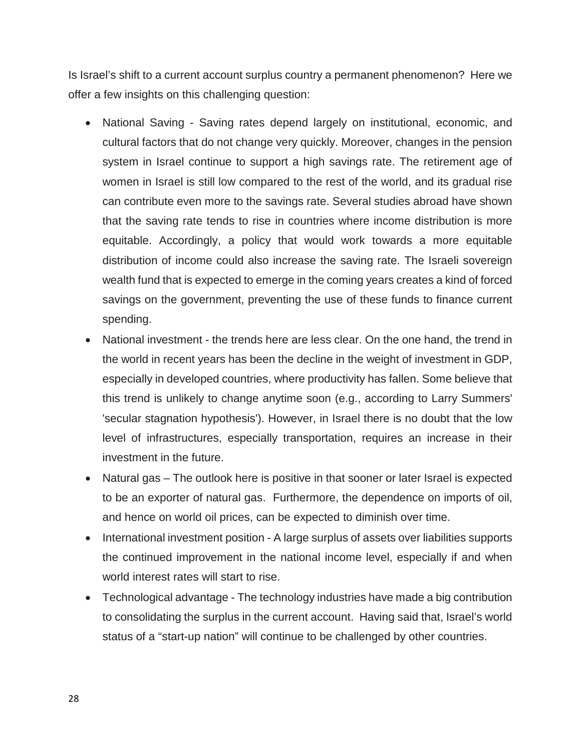Is Israel's shift to a current account surplus country a permanent phenomenon? Here we offer a few insights on this challenging question:

- National Saving - Saving rates depend largely on institutional, economic, and cultural factors that do not change very quickly. Moreover, changes in the pension system in Israel continue to support a high savings rate. The retirement age of women in Israel is still low compared to the rest of the world, and its gradual rise can contribute even more to the savings rate. Several studies abroad have shown that the saving rate tends to rise in countries where income distribution is more equitable. Accordingly, a policy that would work towards a more equitable distribution of income could also increase the saving rate. The Israeli sovereign wealth fund that is expected to emerge in the coming years creates a kind of forced savings on the government, preventing the use of these funds to finance current spending.
- National investment - the trends here are less clear. On the one hand, the trend in the world in recent years has been the decline in the weight of investment in GDP, especially in developed countries, where productivity has fallen. Some believe that this trend is unlikely to change anytime soon (e.g., according to Larry Summers' 'secular stagnation hypothesis'). However, in Israel there is no doubt that the low level of infrastructures, especially transportation, requires an increase in their investment in the future.
- Natural gas – The outlook here is positive in that sooner or later Israel is expected to be an exporter of natural gas. Furthermore, the dependence on imports of oil, and hence on world oil prices, can be expected to diminish over time.
- International investment position - A large surplus of assets over liabilities supports the continued improvement in the national income level, especially if and when world interest rates will start to rise.
- Technological advantage - The technology industries have made a big contribution to consolidating the surplus in the current account. Having said that, Israel's world status of a "start-up nation" will continue to be challenged by other countries.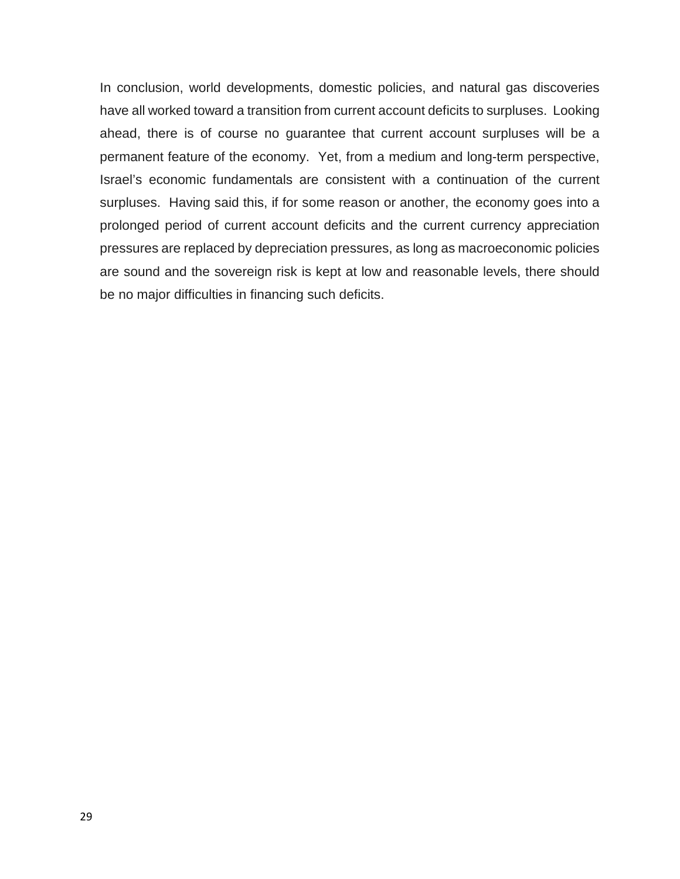In conclusion, world developments, domestic policies, and natural gas discoveries have all worked toward a transition from current account deficits to surpluses. Looking ahead, there is of course no guarantee that current account surpluses will be a permanent feature of the economy. Yet, from a medium and long-term perspective, Israel's economic fundamentals are consistent with a continuation of the current surpluses. Having said this, if for some reason or another, the economy goes into a prolonged period of current account deficits and the current currency appreciation pressures are replaced by depreciation pressures, as long as macroeconomic policies are sound and the sovereign risk is kept at low and reasonable levels, there should be no major difficulties in financing such deficits.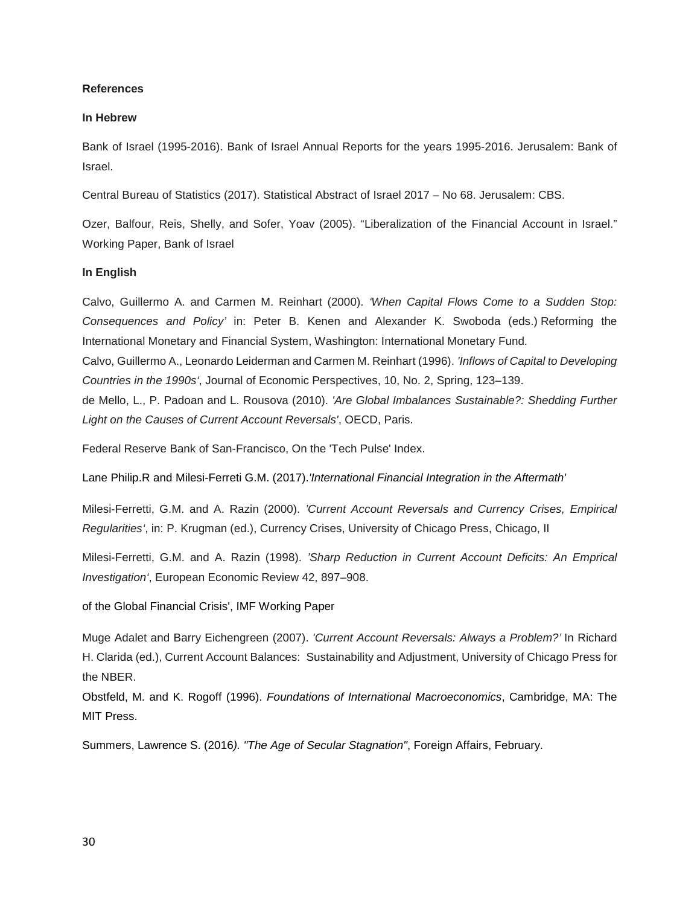**References**

**In Hebrew**

Bank of Israel (1995-2016). Bank of Israel Annual Reports for the years 1995-2016. Jerusalem: Bank of Israel.

Central Bureau of Statistics (2017). Statistical Abstract of Israel 2017 – No 68. Jerusalem: CBS.

Ozer, Balfour, Reis, Shelly, and Sofer, Yoav (2005). "Liberalization of the Financial Account in Israel." Working Paper, Bank of Israel

**In English**

Calvo, Guillermo A. and Carmen M. Reinhart (2000). *'When Capital Flows Come to a Sudden Stop: Consequences and Policy'* in: Peter B. Kenen and Alexander K. Swoboda (eds.) Reforming the International Monetary and Financial System, Washington: International Monetary Fund.

Calvo, Guillermo A., Leonardo Leiderman and Carmen M. Reinhart (1996). *'Inflows of Capital to Developing Countries in the 1990s'*, Journal of Economic Perspectives, 10, No. 2, Spring, 123–139.

de Mello, L., P. Padoan and L. Rousova (2010). *'Are Global Imbalances Sustainable?: Shedding Further Light on the Causes of Current Account Reversals'*, OECD, Paris.

Federal Reserve Bank of San-Francisco, On the 'Tech Pulse' Index.

Lane Philip.R and Milesi-Ferreti G.M. (2017).*'International Financial Integration in the Aftermath'*

Milesi-Ferretti, G.M. and A. Razin (2000). *'Current Account Reversals and Currency Crises, Empirical Regularities'*, in: P. Krugman (ed.), Currency Crises, University of Chicago Press, Chicago, Il

Milesi-Ferretti, G.M. and A. Razin (1998). *'Sharp Reduction in Current Account Deficits: An Emprical Investigation'*, European Economic Review 42, 897–908.

of the Global Financial Crisis', IMF Working Paper

Muge Adalet and Barry Eichengreen (2007). *'Current Account Reversals: Always a Problem?'* In Richard H. Clarida (ed.), Current Account Balances: Sustainability and Adjustment, University of Chicago Press for the NBER.

Obstfeld, M. and K. Rogoff (1996). *Foundations of International Macroeconomics*, Cambridge, MA: The MIT Press.

Summers, Lawrence S. (2016*). "The Age of Secular Stagnation"*, Foreign Affairs, February.